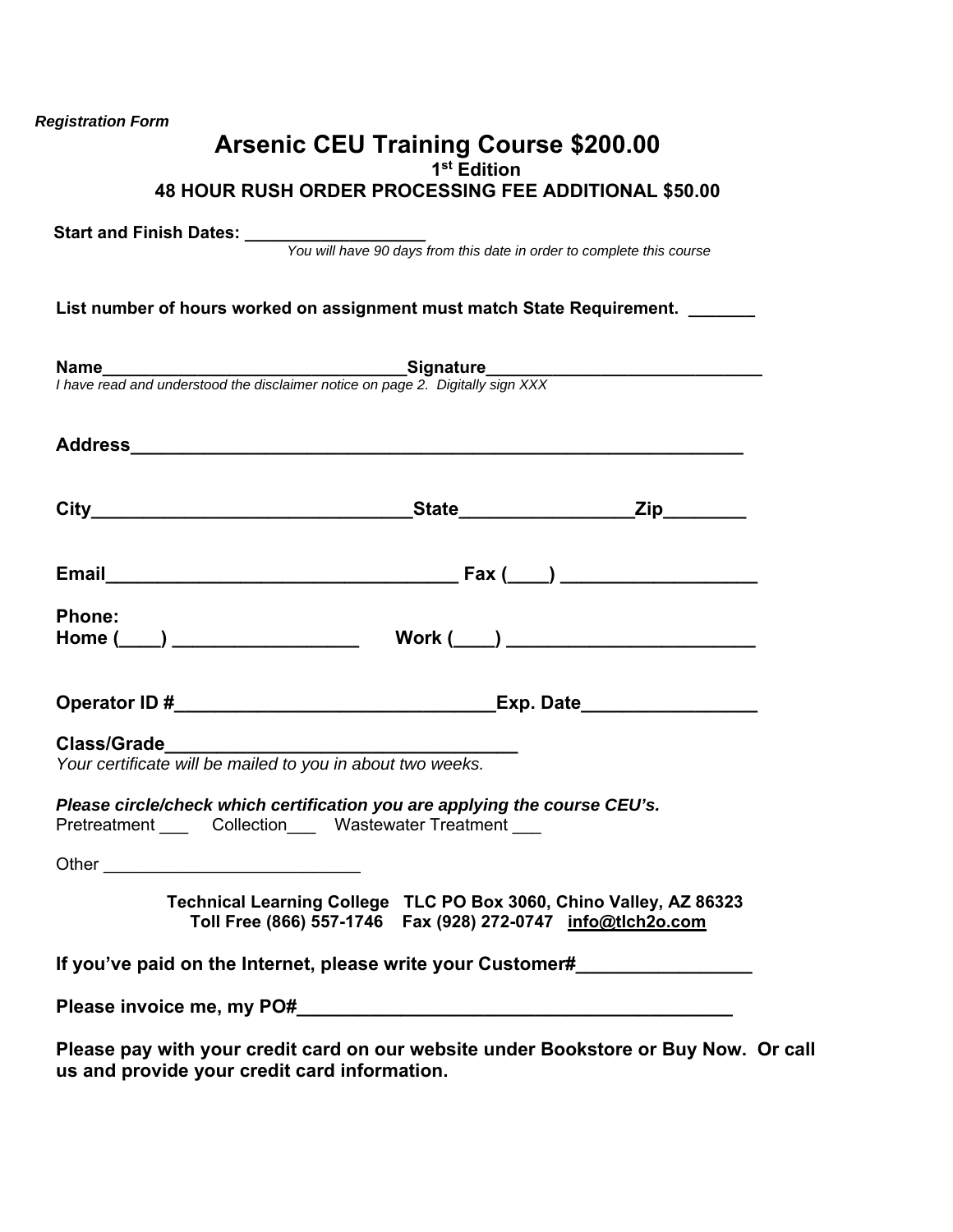*Registration Form*

# Arsenic CEU Training Course $200.00

**1st Edition**

**48 HOUR RUSH ORDER PROCESSING FEE ADDITIONAL $50.00**

**Start and Finish Dates:** ___________________

*You will have 90 days from this date in order to complete this course*

**List number of hours worked on assignment must match State Requirement.** _______

**Name**________________________________**Signature**____________________________

*I have read and understood the disclaimer notice on page 2. Digitally sign XXX*

**Address**_________________________________________________________________

**City**________________________________**State**_________________**Zip**________

**Email**___________________________________ **Fax (____)** ___________________

**Phone:**

**Home (____)** __________________ **Work (____)** _________________________

**Operator ID #**_______________________________**Exp. Date**_________________

**Class/Grade**___________________________________

*Your certificate will be mailed to you in about two weeks.*

***Please circle/check which certification you are applying the course CEU's.***

Pretreatment ___ Collection___ Wastewater Treatment ___

Other __________________________

**Technical Learning College TLC PO Box 3060, Chino Valley, AZ 86323**
**Toll Free (866) 557-1746 Fax (928) 272-0747 info@tlch2o.com**

**If you've paid on the Internet, please write your Customer#**_________________

**Please invoice me, my PO#**___________________________________________

**Please pay with your credit card on our website under Bookstore or Buy Now. Or call us and provide your credit card information.**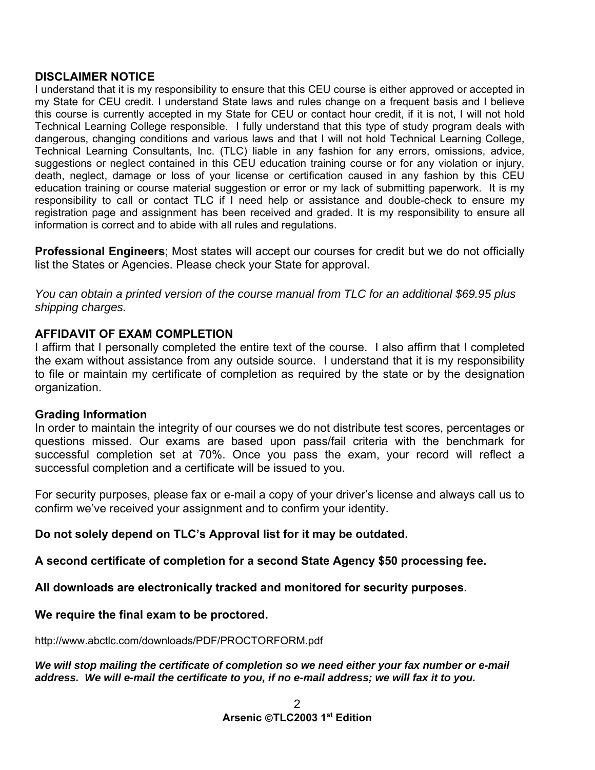## DISCLAIMER NOTICE

I understand that it is my responsibility to ensure that this CEU course is either approved or accepted in my State for CEU credit. I understand State laws and rules change on a frequent basis and I believe this course is currently accepted in my State for CEU or contact hour credit, if it is not, I will not hold Technical Learning College responsible. I fully understand that this type of study program deals with dangerous, changing conditions and various laws and that I will not hold Technical Learning College, Technical Learning Consultants, Inc. (TLC) liable in any fashion for any errors, omissions, advice, suggestions or neglect contained in this CEU education training course or for any violation or injury, death, neglect, damage or loss of your license or certification caused in any fashion by this CEU education training or course material suggestion or error or my lack of submitting paperwork. It is my responsibility to call or contact TLC if I need help or assistance and double-check to ensure my registration page and assignment has been received and graded. It is my responsibility to ensure all information is correct and to abide with all rules and regulations.

**Professional Engineers**; Most states will accept our courses for credit but we do not officially list the States or Agencies. Please check your State for approval.

*You can obtain a printed version of the course manual from TLC for an additional $69.95 plus shipping charges.*

## AFFIDAVIT OF EXAM COMPLETION

I affirm that I personally completed the entire text of the course. I also affirm that I completed the exam without assistance from any outside source. I understand that it is my responsibility to file or maintain my certificate of completion as required by the state or by the designation organization.

### Grading Information

In order to maintain the integrity of our courses we do not distribute test scores, percentages or questions missed. Our exams are based upon pass/fail criteria with the benchmark for successful completion set at 70%. Once you pass the exam, your record will reflect a successful completion and a certificate will be issued to you.

For security purposes, please fax or e-mail a copy of your driver's license and always call us to confirm we've received your assignment and to confirm your identity.

**Do not solely depend on TLC's Approval list for it may be outdated.**

**A second certificate of completion for a second State Agency $50 processing fee.**

**All downloads are electronically tracked and monitored for security purposes.**

**We require the final exam to be proctored.**

http://www.abctlc.com/downloads/PDF/PROCTORFORM.pdf

***We will stop mailing the certificate of completion so we need either your fax number or e-mail address. We will e-mail the certificate to you, if no e-mail address; we will fax it to you.***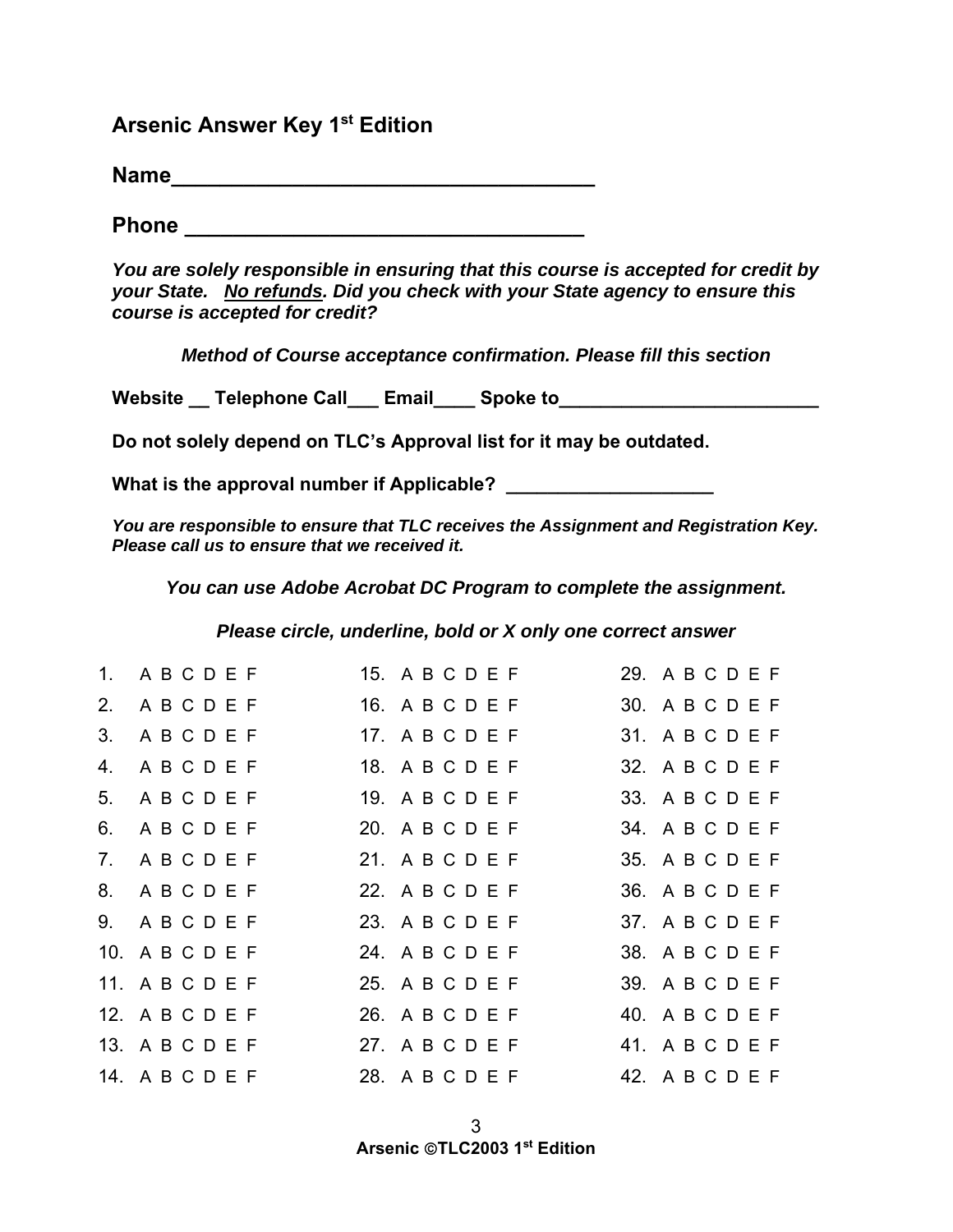## Arsenic Answer Key 1st Edition

**Name___________________________________**

**Phone _________________________________**

***You are solely responsible in ensuring that this course is accepted for credit by your State. No refunds. Did you check with your State agency to ensure this course is accepted for credit?***

***Method of Course acceptance confirmation. Please fill this section***

**Website __ Telephone Call___ Email____ Spoke to________________________**

**Do not solely depend on TLC's Approval list for it may be outdated.**

**What is the approval number if Applicable? ___________________**

***You are responsible to ensure that TLC receives the Assignment and Registration Key. Please call us to ensure that we received it.***

***You can use Adobe Acrobat DC Program to complete the assignment.***

***Please circle, underline, bold or X only one correct answer***

| | | |
|---|---|---|
| 1. A B C D E F | 15. A B C D E F | 29. A B C D E F |
| 2. A B C D E F | 16. A B C D E F | 30. A B C D E F |
| 3. A B C D E F | 17. A B C D E F | 31. A B C D E F |
| 4. A B C D E F | 18. A B C D E F | 32. A B C D E F |
| 5. A B C D E F | 19. A B C D E F | 33. A B C D E F |
| 6. A B C D E F | 20. A B C D E F | 34. A B C D E F |
| 7. A B C D E F | 21. A B C D E F | 35. A B C D E F |
| 8. A B C D E F | 22. A B C D E F | 36. A B C D E F |
| 9. A B C D E F | 23. A B C D E F | 37. A B C D E F |
| 10. A B C D E F | 24. A B C D E F | 38. A B C D E F |
| 11. A B C D E F | 25. A B C D E F | 39. A B C D E F |
| 12. A B C D E F | 26. A B C D E F | 40. A B C D E F |
| 13. A B C D E F | 27. A B C D E F | 41. A B C D E F |
| 14. A B C D E F | 28. A B C D E F | 42. A B C D E F |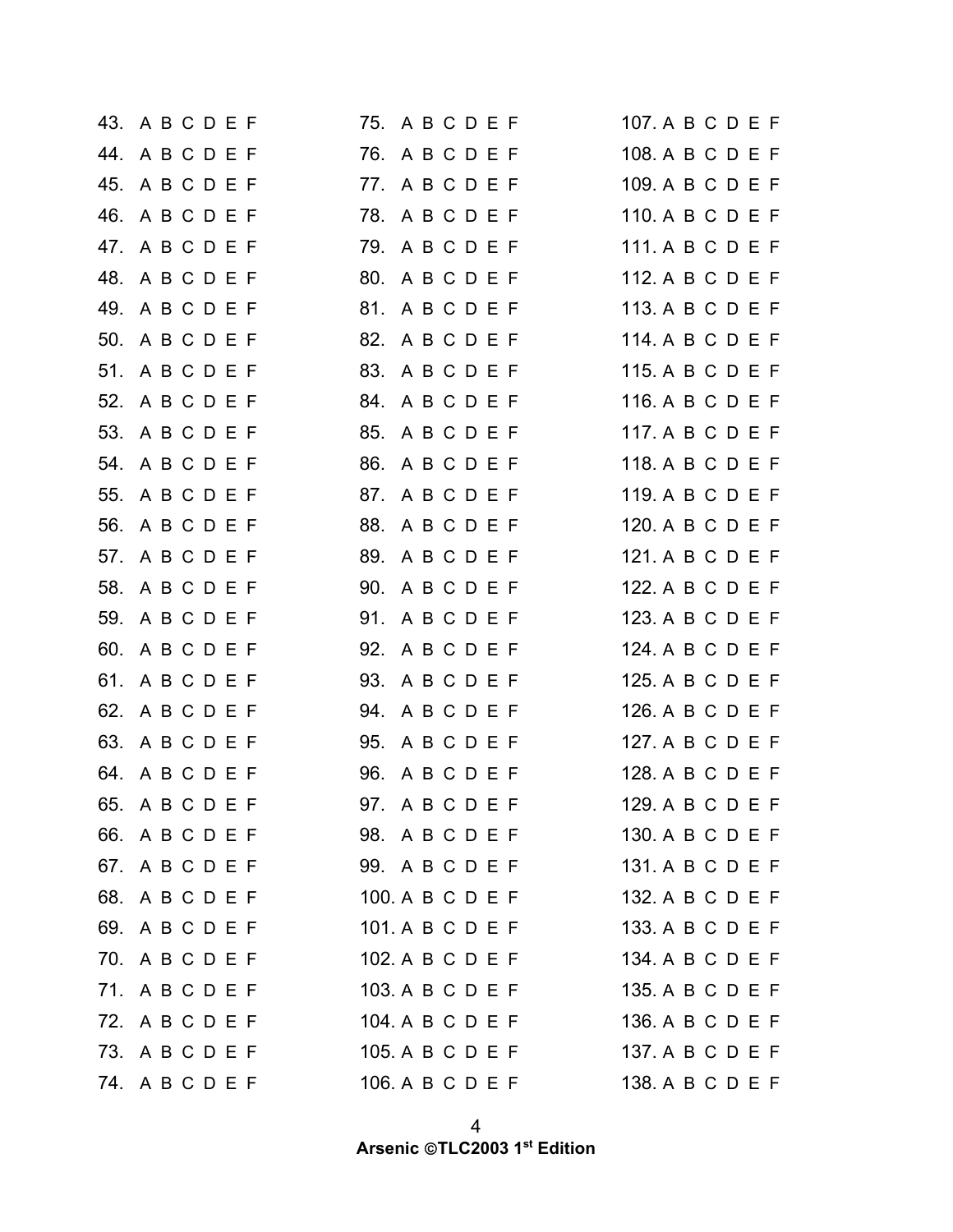43. A B C D E F
44. A B C D E F
45. A B C D E F
46. A B C D E F
47. A B C D E F
48. A B C D E F
49. A B C D E F
50. A B C D E F
51. A B C D E F
52. A B C D E F
53. A B C D E F
54. A B C D E F
55. A B C D E F
56. A B C D E F
57. A B C D E F
58. A B C D E F
59. A B C D E F
60. A B C D E F
61. A B C D E F
62. A B C D E F
63. A B C D E F
64. A B C D E F
65. A B C D E F
66. A B C D E F
67. A B C D E F
68. A B C D E F
69. A B C D E F
70. A B C D E F
71. A B C D E F
72. A B C D E F
73. A B C D E F
74. A B C D E F
75. A B C D E F
76. A B C D E F
77. A B C D E F
78. A B C D E F
79. A B C D E F
80. A B C D E F
81. A B C D E F
82. A B C D E F
83. A B C D E F
84. A B C D E F
85. A B C D E F
86. A B C D E F
87. A B C D E F
88. A B C D E F
89. A B C D E F
90. A B C D E F
91. A B C D E F
92. A B C D E F
93. A B C D E F
94. A B C D E F
95. A B C D E F
96. A B C D E F
97. A B C D E F
98. A B C D E F
99. A B C D E F
100. A B C D E F
101. A B C D E F
102. A B C D E F
103. A B C D E F
104. A B C D E F
105. A B C D E F
106. A B C D E F
107. A B C D E F
108. A B C D E F
109. A B C D E F
110. A B C D E F
111. A B C D E F
112. A B C D E F
113. A B C D E F
114. A B C D E F
115. A B C D E F
116. A B C D E F
117. A B C D E F
118. A B C D E F
119. A B C D E F
120. A B C D E F
121. A B C D E F
122. A B C D E F
123. A B C D E F
124. A B C D E F
125. A B C D E F
126. A B C D E F
127. A B C D E F
128. A B C D E F
129. A B C D E F
130. A B C D E F
131. A B C D E F
132. A B C D E F
133. A B C D E F
134. A B C D E F
135. A B C D E F
136. A B C D E F
137. A B C D E F
138. A B C D E F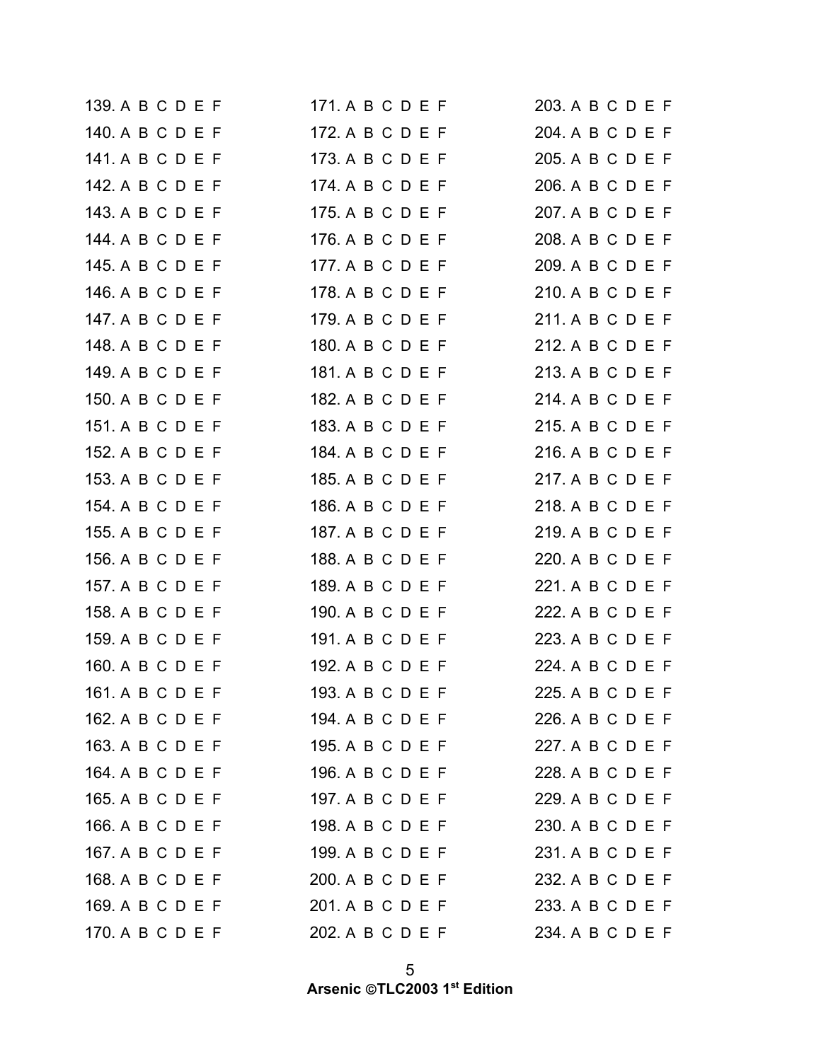139. A B C D E F
140. A B C D E F
141. A B C D E F
142. A B C D E F
143. A B C D E F
144. A B C D E F
145. A B C D E F
146. A B C D E F
147. A B C D E F
148. A B C D E F
149. A B C D E F
150. A B C D E F
151. A B C D E F
152. A B C D E F
153. A B C D E F
154. A B C D E F
155. A B C D E F
156. A B C D E F
157. A B C D E F
158. A B C D E F
159. A B C D E F
160. A B C D E F
161. A B C D E F
162. A B C D E F
163. A B C D E F
164. A B C D E F
165. A B C D E F
166. A B C D E F
167. A B C D E F
168. A B C D E F
169. A B C D E F
170. A B C D E F
171. A B C D E F
172. A B C D E F
173. A B C D E F
174. A B C D E F
175. A B C D E F
176. A B C D E F
177. A B C D E F
178. A B C D E F
179. A B C D E F
180. A B C D E F
181. A B C D E F
182. A B C D E F
183. A B C D E F
184. A B C D E F
185. A B C D E F
186. A B C D E F
187. A B C D E F
188. A B C D E F
189. A B C D E F
190. A B C D E F
191. A B C D E F
192. A B C D E F
193. A B C D E F
194. A B C D E F
195. A B C D E F
196. A B C D E F
197. A B C D E F
198. A B C D E F
199. A B C D E F
200. A B C D E F
201. A B C D E F
202. A B C D E F
203. A B C D E F
204. A B C D E F
205. A B C D E F
206. A B C D E F
207. A B C D E F
208. A B C D E F
209. A B C D E F
210. A B C D E F
211. A B C D E F
212. A B C D E F
213. A B C D E F
214. A B C D E F
215. A B C D E F
216. A B C D E F
217. A B C D E F
218. A B C D E F
219. A B C D E F
220. A B C D E F
221. A B C D E F
222. A B C D E F
223. A B C D E F
224. A B C D E F
225. A B C D E F
226. A B C D E F
227. A B C D E F
228. A B C D E F
229. A B C D E F
230. A B C D E F
231. A B C D E F
232. A B C D E F
233. A B C D E F
234. A B C D E F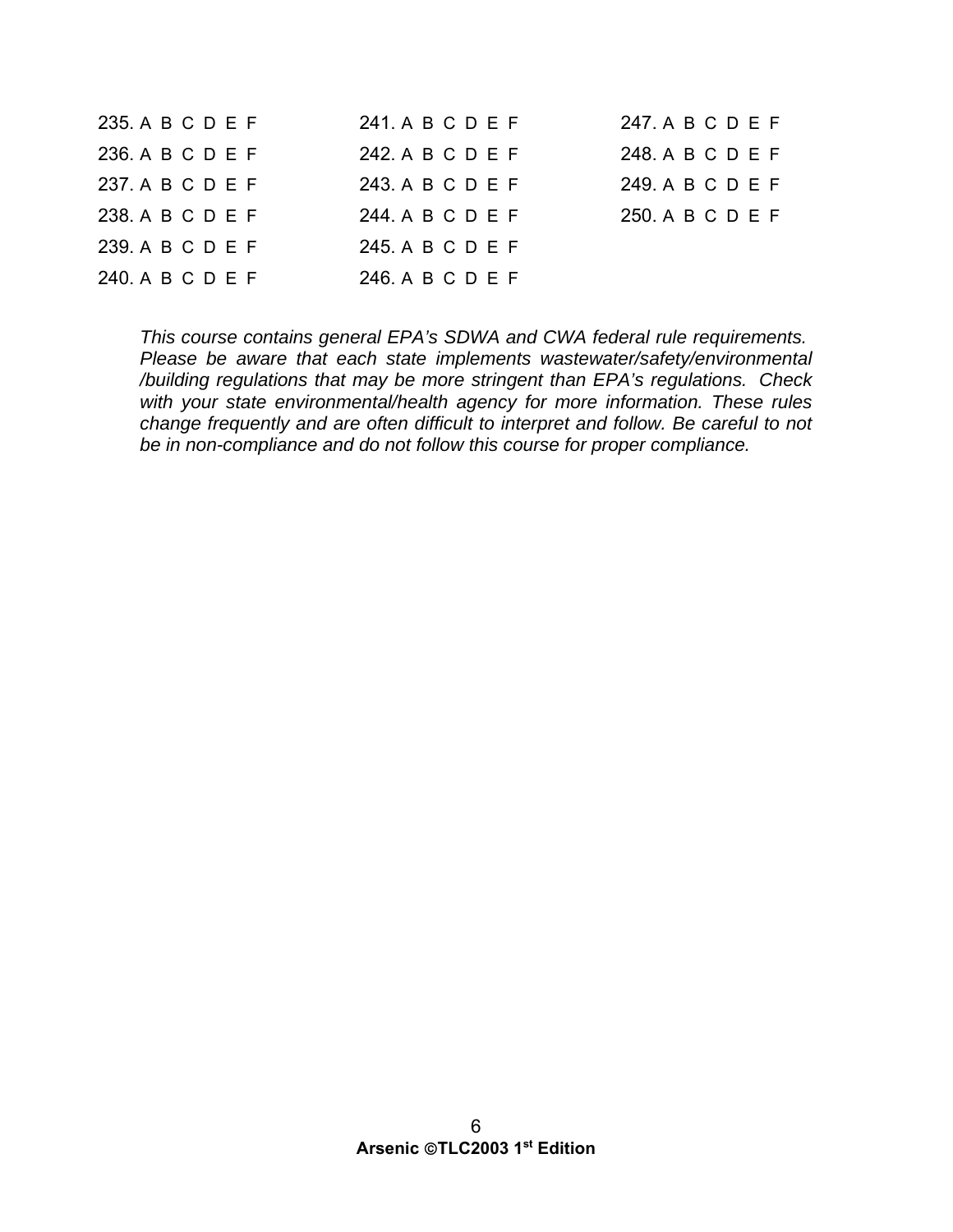235. A B C D E F
236. A B C D E F
237. A B C D E F
238. A B C D E F
239. A B C D E F
240. A B C D E F
241. A B C D E F
242. A B C D E F
243. A B C D E F
244. A B C D E F
245. A B C D E F
246. A B C D E F
247. A B C D E F
248. A B C D E F
249. A B C D E F
250. A B C D E F

*This course contains general EPA's SDWA and CWA federal rule requirements. Please be aware that each state implements wastewater/safety/environmental /building regulations that may be more stringent than EPA's regulations. Check with your state environmental/health agency for more information. These rules change frequently and are often difficult to interpret and follow. Be careful to not be in non-compliance and do not follow this course for proper compliance.*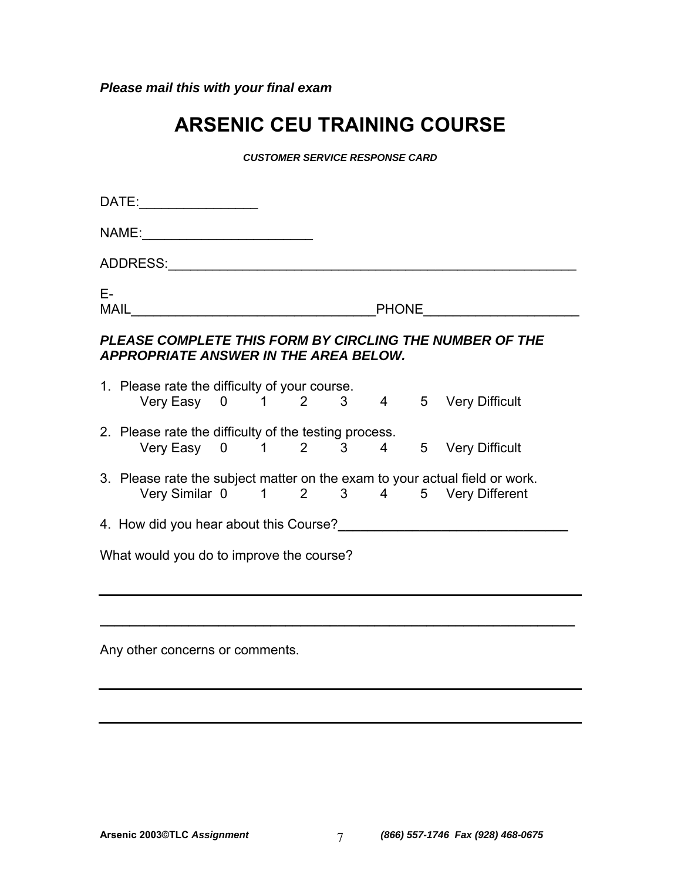*Please mail this with your final exam*

# ARSENIC CEU TRAINING COURSE

***CUSTOMER SERVICE RESPONSE CARD***

DATE:_______________

NAME:______________________

ADDRESS:_____________________________________________________

E-MAIL________________________________PHONE____________________

***PLEASE COMPLETE THIS FORM BY CIRCLING THE NUMBER OF THE APPROPRIATE ANSWER IN THE AREA BELOW.***

1. Please rate the difficulty of your course.
   Very Easy 0 1 2 3 4 5 Very Difficult

2. Please rate the difficulty of the testing process.
   Very Easy 0 1 2 3 4 5 Very Difficult

3. Please rate the subject matter on the exam to your actual field or work.
   Very Similar 0 1 2 3 4 5 Very Different

4. How did you hear about this Course?______________________________

What would you do to improve the course?

______________________________________________________________

______________________________________________________________

Any other concerns or comments.

______________________________________________________________

______________________________________________________________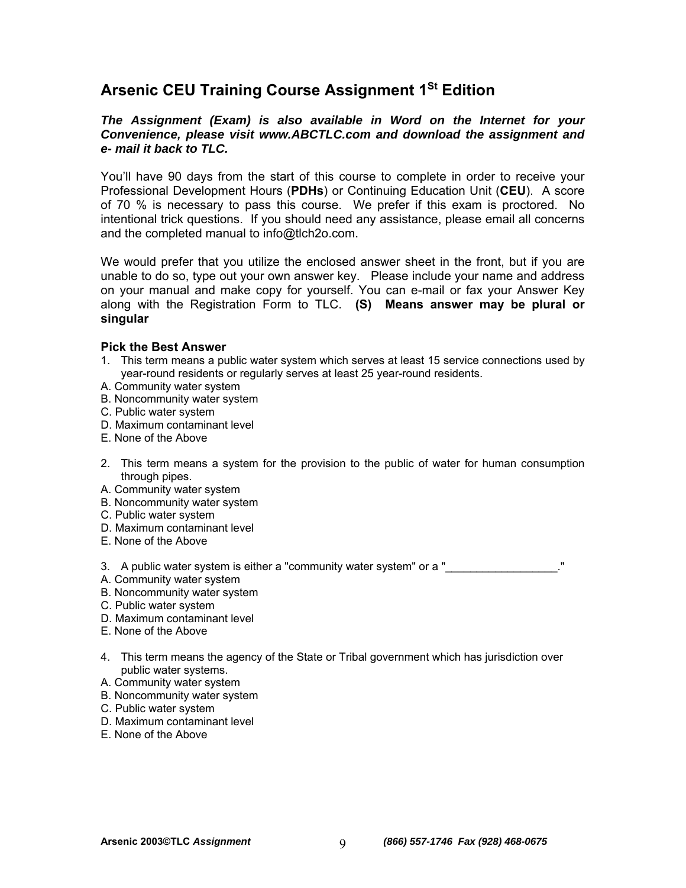# Arsenic CEU Training Course Assignment 1st Edition

***The Assignment (Exam) is also available in Word on the Internet for your Convenience, please visit www.ABCTLC.com and download the assignment and e- mail it back to TLC.***

You'll have 90 days from the start of this course to complete in order to receive your Professional Development Hours (**PDHs**) or Continuing Education Unit (**CEU**). A score of 70 % is necessary to pass this course. We prefer if this exam is proctored. No intentional trick questions. If you should need any assistance, please email all concerns and the completed manual to info@tlch2o.com.

We would prefer that you utilize the enclosed answer sheet in the front, but if you are unable to do so, type out your own answer key. Please include your name and address on your manual and make copy for yourself. You can e-mail or fax your Answer Key along with the Registration Form to TLC. **(S) Means answer may be plural or singular**

### Pick the Best Answer

1. This term means a public water system which serves at least 15 service connections used by year-round residents or regularly serves at least 25 year-round residents.

A. Community water system
B. Noncommunity water system
C. Public water system
D. Maximum contaminant level
E. None of the Above

2. This term means a system for the provision to the public of water for human consumption through pipes.

A. Community water system
B. Noncommunity water system
C. Public water system
D. Maximum contaminant level
E. None of the Above

3. A public water system is either a "community water system" or a "_________________."

A. Community water system
B. Noncommunity water system
C. Public water system
D. Maximum contaminant level
E. None of the Above

4. This term means the agency of the State or Tribal government which has jurisdiction over public water systems.

A. Community water system
B. Noncommunity water system
C. Public water system
D. Maximum contaminant level
E. None of the Above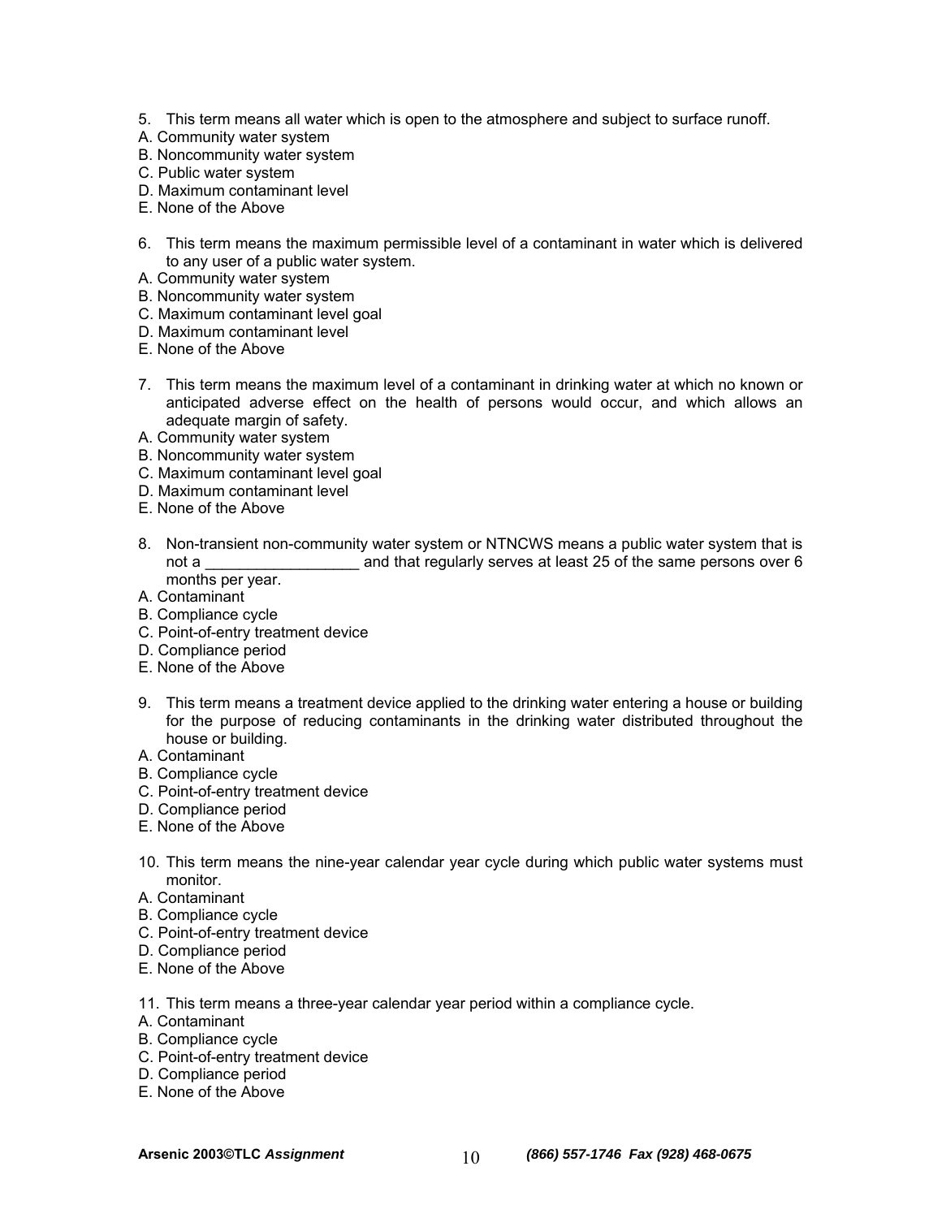5. This term means all water which is open to the atmosphere and subject to surface runoff.

A. Community water system
B. Noncommunity water system
C. Public water system
D. Maximum contaminant level
E. None of the Above

6. This term means the maximum permissible level of a contaminant in water which is delivered to any user of a public water system.

A. Community water system
B. Noncommunity water system
C. Maximum contaminant level goal
D. Maximum contaminant level
E. None of the Above

7. This term means the maximum level of a contaminant in drinking water at which no known or anticipated adverse effect on the health of persons would occur, and which allows an adequate margin of safety.

A. Community water system
B. Noncommunity water system
C. Maximum contaminant level goal
D. Maximum contaminant level
E. None of the Above

8. Non-transient non-community water system or NTNCWS means a public water system that is not a __________________ and that regularly serves at least 25 of the same persons over 6 months per year.

A. Contaminant
B. Compliance cycle
C. Point-of-entry treatment device
D. Compliance period
E. None of the Above

9. This term means a treatment device applied to the drinking water entering a house or building for the purpose of reducing contaminants in the drinking water distributed throughout the house or building.

A. Contaminant
B. Compliance cycle
C. Point-of-entry treatment device
D. Compliance period
E. None of the Above

10. This term means the nine-year calendar year cycle during which public water systems must monitor.

A. Contaminant
B. Compliance cycle
C. Point-of-entry treatment device
D. Compliance period
E. None of the Above

11. This term means a three-year calendar year period within a compliance cycle.

A. Contaminant
B. Compliance cycle
C. Point-of-entry treatment device
D. Compliance period
E. None of the Above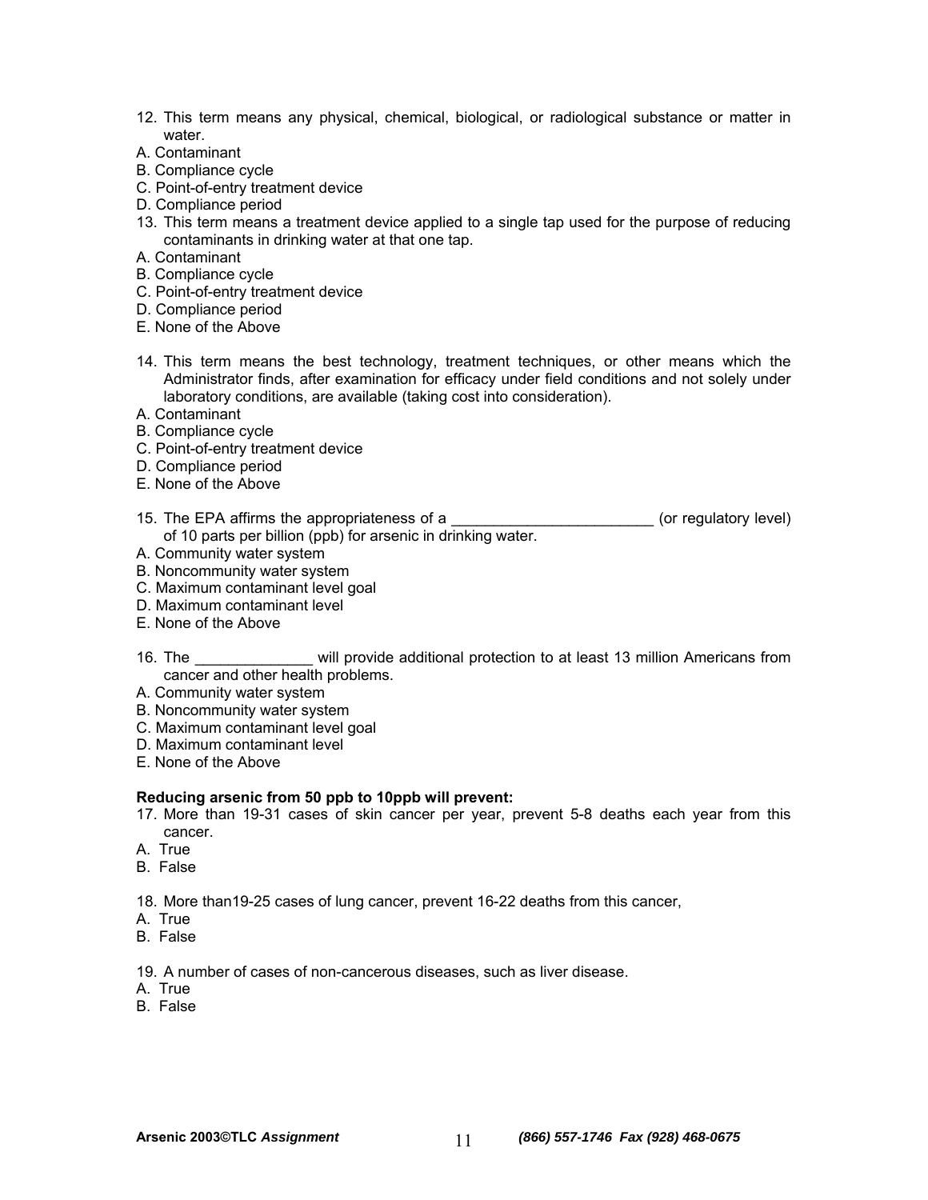12. This term means any physical, chemical, biological, or radiological substance or matter in water.
A. Contaminant
B. Compliance cycle
C. Point-of-entry treatment device
D. Compliance period

13. This term means a treatment device applied to a single tap used for the purpose of reducing contaminants in drinking water at that one tap.
A. Contaminant
B. Compliance cycle
C. Point-of-entry treatment device
D. Compliance period
E. None of the Above

14. This term means the best technology, treatment techniques, or other means which the Administrator finds, after examination for efficacy under field conditions and not solely under laboratory conditions, are available (taking cost into consideration).
A. Contaminant
B. Compliance cycle
C. Point-of-entry treatment device
D. Compliance period
E. None of the Above

15. The EPA affirms the appropriateness of a ________________________ (or regulatory level) of 10 parts per billion (ppb) for arsenic in drinking water.
A. Community water system
B. Noncommunity water system
C. Maximum contaminant level goal
D. Maximum contaminant level
E. None of the Above

16. The ______________ will provide additional protection to at least 13 million Americans from cancer and other health problems.
A. Community water system
B. Noncommunity water system
C. Maximum contaminant level goal
D. Maximum contaminant level
E. None of the Above

**Reducing arsenic from 50 ppb to 10ppb will prevent:**

17. More than 19-31 cases of skin cancer per year, prevent 5-8 deaths each year from this cancer.
A. True
B. False

18. More than19-25 cases of lung cancer, prevent 16-22 deaths from this cancer,
A. True
B. False

19. A number of cases of non-cancerous diseases, such as liver disease.
A. True
B. False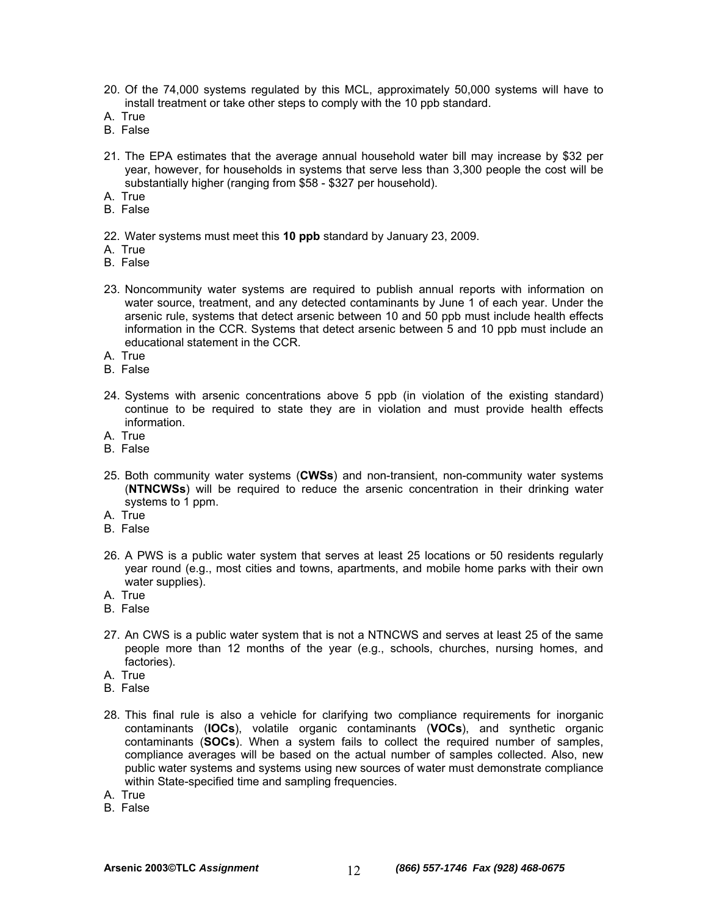20. Of the 74,000 systems regulated by this MCL, approximately 50,000 systems will have to install treatment or take other steps to comply with the 10 ppb standard.
A. True
B. False

21. The EPA estimates that the average annual household water bill may increase by $32 per year, however, for households in systems that serve less than 3,300 people the cost will be substantially higher (ranging from $58 - $327 per household).
A. True
B. False

22. Water systems must meet this **10 ppb** standard by January 23, 2009.
A. True
B. False

23. Noncommunity water systems are required to publish annual reports with information on water source, treatment, and any detected contaminants by June 1 of each year. Under the arsenic rule, systems that detect arsenic between 10 and 50 ppb must include health effects information in the CCR. Systems that detect arsenic between 5 and 10 ppb must include an educational statement in the CCR.
A. True
B. False

24. Systems with arsenic concentrations above 5 ppb (in violation of the existing standard) continue to be required to state they are in violation and must provide health effects information.
A. True
B. False

25. Both community water systems (**CWSs**) and non-transient, non-community water systems (**NTNCWSs**) will be required to reduce the arsenic concentration in their drinking water systems to 1 ppm.
A. True
B. False

26. A PWS is a public water system that serves at least 25 locations or 50 residents regularly year round (e.g., most cities and towns, apartments, and mobile home parks with their own water supplies).
A. True
B. False

27. An CWS is a public water system that is not a NTNCWS and serves at least 25 of the same people more than 12 months of the year (e.g., schools, churches, nursing homes, and factories).
A. True
B. False

28. This final rule is also a vehicle for clarifying two compliance requirements for inorganic contaminants (**IOCs**), volatile organic contaminants (**VOCs**), and synthetic organic contaminants (**SOCs**). When a system fails to collect the required number of samples, compliance averages will be based on the actual number of samples collected. Also, new public water systems and systems using new sources of water must demonstrate compliance within State-specified time and sampling frequencies.
A. True
B. False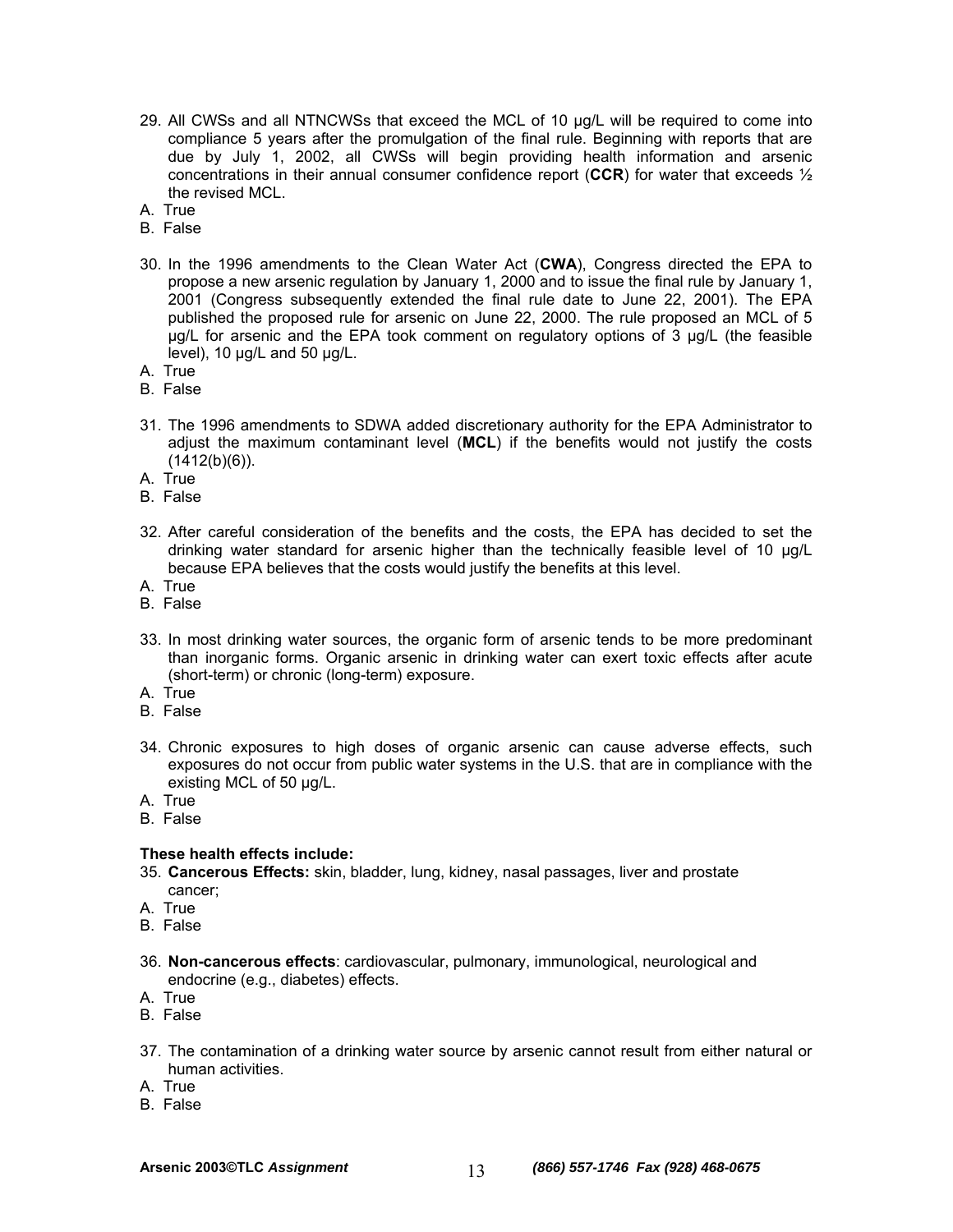29. All CWSs and all NTNCWSs that exceed the MCL of 10 µg/L will be required to come into compliance 5 years after the promulgation of the final rule. Beginning with reports that are due by July 1, 2002, all CWSs will begin providing health information and arsenic concentrations in their annual consumer confidence report (**CCR**) for water that exceeds ½ the revised MCL.

A. True
B. False

30. In the 1996 amendments to the Clean Water Act (**CWA**), Congress directed the EPA to propose a new arsenic regulation by January 1, 2000 and to issue the final rule by January 1, 2001 (Congress subsequently extended the final rule date to June 22, 2001). The EPA published the proposed rule for arsenic on June 22, 2000. The rule proposed an MCL of 5 µg/L for arsenic and the EPA took comment on regulatory options of 3 µg/L (the feasible level), 10 µg/L and 50 µg/L.

A. True
B. False

31. The 1996 amendments to SDWA added discretionary authority for the EPA Administrator to adjust the maximum contaminant level (**MCL**) if the benefits would not justify the costs (1412(b)(6)).

A. True
B. False

32. After careful consideration of the benefits and the costs, the EPA has decided to set the drinking water standard for arsenic higher than the technically feasible level of 10 µg/L because EPA believes that the costs would justify the benefits at this level.

A. True
B. False

33. In most drinking water sources, the organic form of arsenic tends to be more predominant than inorganic forms. Organic arsenic in drinking water can exert toxic effects after acute (short-term) or chronic (long-term) exposure.

A. True
B. False

34. Chronic exposures to high doses of organic arsenic can cause adverse effects, such exposures do not occur from public water systems in the U.S. that are in compliance with the existing MCL of 50 µg/L.

A. True
B. False

**These health effects include:**

35. **Cancerous Effects:** skin, bladder, lung, kidney, nasal passages, liver and prostate cancer;

A. True
B. False

36. **Non-cancerous effects**: cardiovascular, pulmonary, immunological, neurological and endocrine (e.g., diabetes) effects.

A. True
B. False

37. The contamination of a drinking water source by arsenic cannot result from either natural or human activities.

A. True
B. False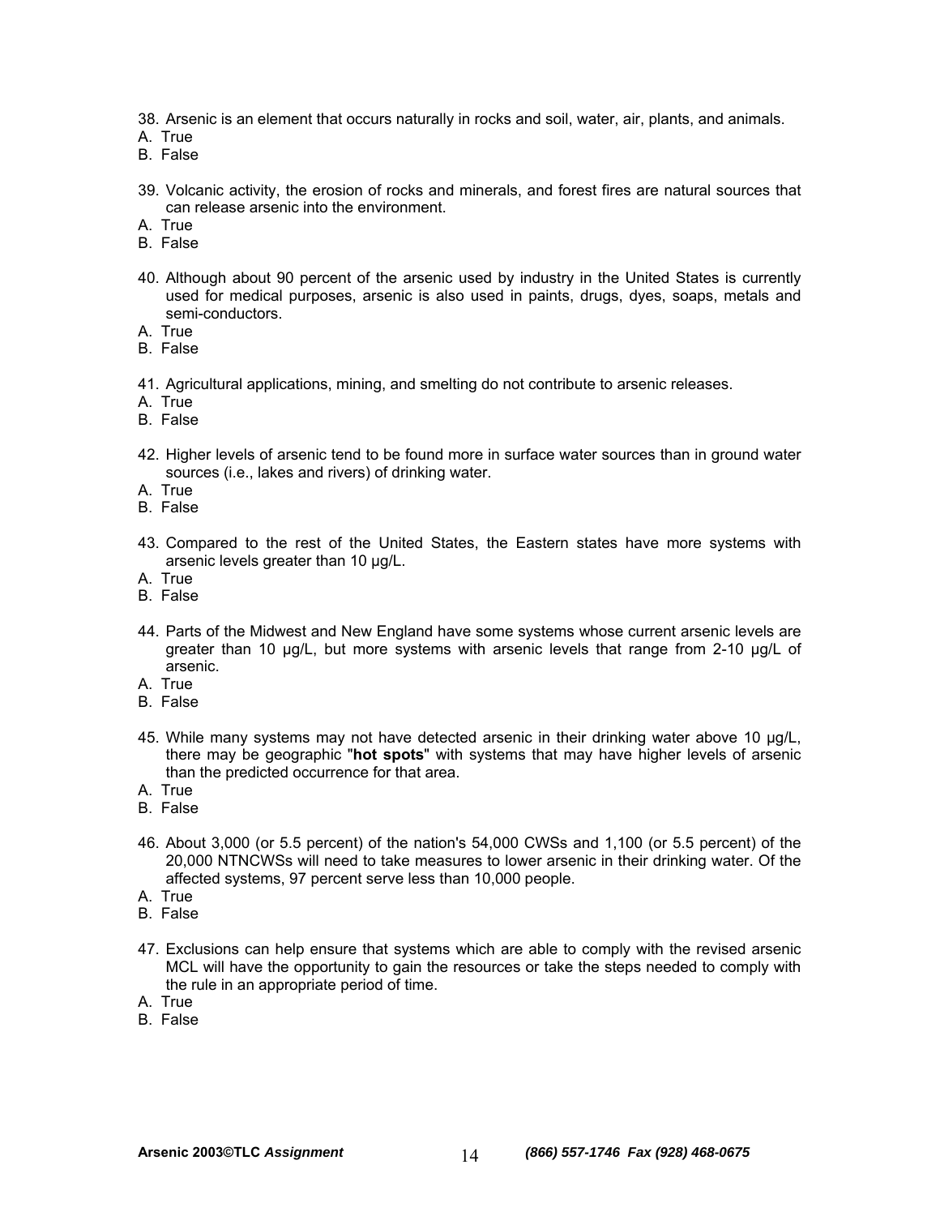38. Arsenic is an element that occurs naturally in rocks and soil, water, air, plants, and animals.
A. True
B. False

39. Volcanic activity, the erosion of rocks and minerals, and forest fires are natural sources that can release arsenic into the environment.
A. True
B. False

40. Although about 90 percent of the arsenic used by industry in the United States is currently used for medical purposes, arsenic is also used in paints, drugs, dyes, soaps, metals and semi-conductors.
A. True
B. False

41. Agricultural applications, mining, and smelting do not contribute to arsenic releases.
A. True
B. False

42. Higher levels of arsenic tend to be found more in surface water sources than in ground water sources (i.e., lakes and rivers) of drinking water.
A. True
B. False

43. Compared to the rest of the United States, the Eastern states have more systems with arsenic levels greater than 10 µg/L.
A. True
B. False

44. Parts of the Midwest and New England have some systems whose current arsenic levels are greater than 10 µg/L, but more systems with arsenic levels that range from 2-10 µg/L of arsenic.
A. True
B. False

45. While many systems may not have detected arsenic in their drinking water above 10 µg/L, there may be geographic "**hot spots**" with systems that may have higher levels of arsenic than the predicted occurrence for that area.
A. True
B. False

46. About 3,000 (or 5.5 percent) of the nation's 54,000 CWSs and 1,100 (or 5.5 percent) of the 20,000 NTNCWSs will need to take measures to lower arsenic in their drinking water. Of the affected systems, 97 percent serve less than 10,000 people.
A. True
B. False

47. Exclusions can help ensure that systems which are able to comply with the revised arsenic MCL will have the opportunity to gain the resources or take the steps needed to comply with the rule in an appropriate period of time.
A. True
B. False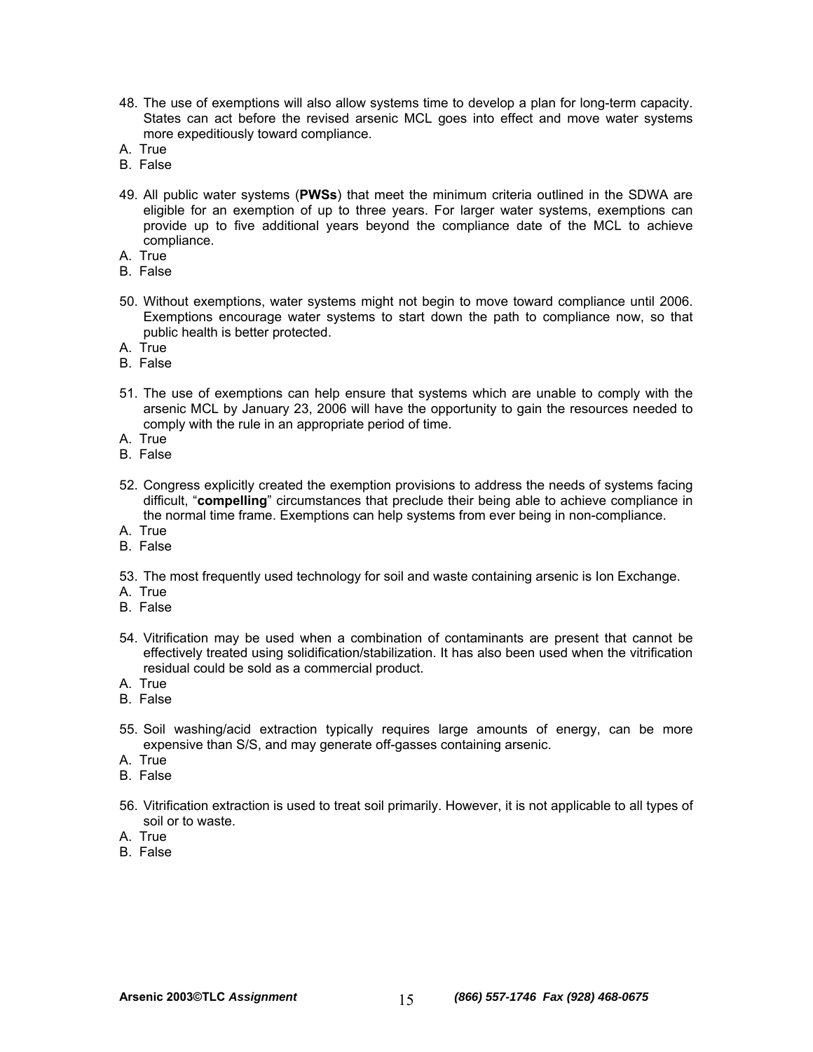48. The use of exemptions will also allow systems time to develop a plan for long-term capacity. States can act before the revised arsenic MCL goes into effect and move water systems more expeditiously toward compliance.
A. True
B. False

49. All public water systems (**PWSs**) that meet the minimum criteria outlined in the SDWA are eligible for an exemption of up to three years. For larger water systems, exemptions can provide up to five additional years beyond the compliance date of the MCL to achieve compliance.
A. True
B. False

50. Without exemptions, water systems might not begin to move toward compliance until 2006. Exemptions encourage water systems to start down the path to compliance now, so that public health is better protected.
A. True
B. False

51. The use of exemptions can help ensure that systems which are unable to comply with the arsenic MCL by January 23, 2006 will have the opportunity to gain the resources needed to comply with the rule in an appropriate period of time.
A. True
B. False

52. Congress explicitly created the exemption provisions to address the needs of systems facing difficult, "**compelling**" circumstances that preclude their being able to achieve compliance in the normal time frame. Exemptions can help systems from ever being in non-compliance.
A. True
B. False

53. The most frequently used technology for soil and waste containing arsenic is Ion Exchange.
A. True
B. False

54. Vitrification may be used when a combination of contaminants are present that cannot be effectively treated using solidification/stabilization. It has also been used when the vitrification residual could be sold as a commercial product.
A. True
B. False

55. Soil washing/acid extraction typically requires large amounts of energy, can be more expensive than S/S, and may generate off-gasses containing arsenic.
A. True
B. False

56. Vitrification extraction is used to treat soil primarily. However, it is not applicable to all types of soil or to waste.
A. True
B. False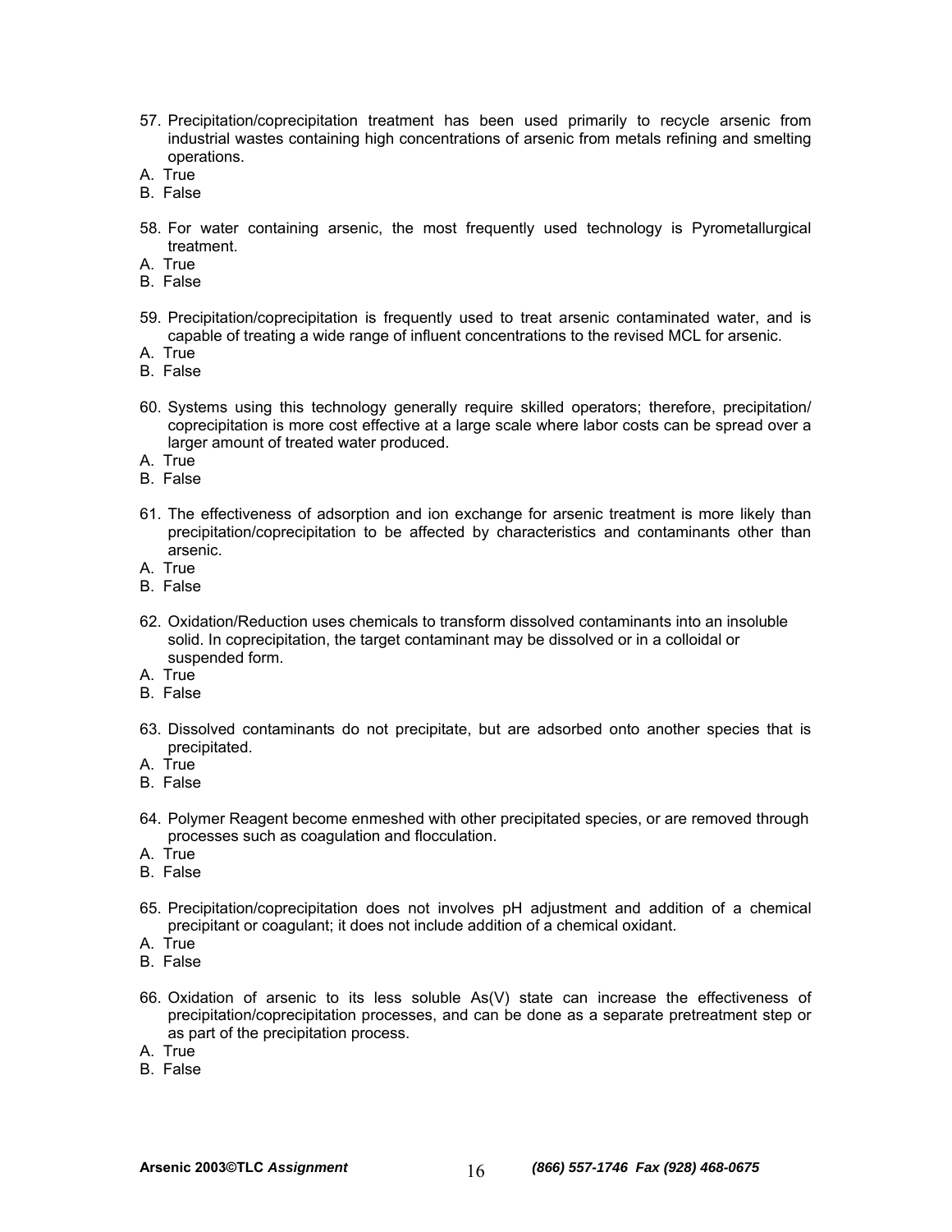57. Precipitation/coprecipitation treatment has been used primarily to recycle arsenic from industrial wastes containing high concentrations of arsenic from metals refining and smelting operations.
A. True
B. False

58. For water containing arsenic, the most frequently used technology is Pyrometallurgical treatment.
A. True
B. False

59. Precipitation/coprecipitation is frequently used to treat arsenic contaminated water, and is capable of treating a wide range of influent concentrations to the revised MCL for arsenic.
A. True
B. False

60. Systems using this technology generally require skilled operators; therefore, precipitation/coprecipitation is more cost effective at a large scale where labor costs can be spread over a larger amount of treated water produced.
A. True
B. False

61. The effectiveness of adsorption and ion exchange for arsenic treatment is more likely than precipitation/coprecipitation to be affected by characteristics and contaminants other than arsenic.
A. True
B. False

62. Oxidation/Reduction uses chemicals to transform dissolved contaminants into an insoluble solid. In coprecipitation, the target contaminant may be dissolved or in a colloidal or suspended form.
A. True
B. False

63. Dissolved contaminants do not precipitate, but are adsorbed onto another species that is precipitated.
A. True
B. False

64. Polymer Reagent become enmeshed with other precipitated species, or are removed through processes such as coagulation and flocculation.
A. True
B. False

65. Precipitation/coprecipitation does not involves pH adjustment and addition of a chemical precipitant or coagulant; it does not include addition of a chemical oxidant.
A. True
B. False

66. Oxidation of arsenic to its less soluble As(V) state can increase the effectiveness of precipitation/coprecipitation processes, and can be done as a separate pretreatment step or as part of the precipitation process.
A. True
B. False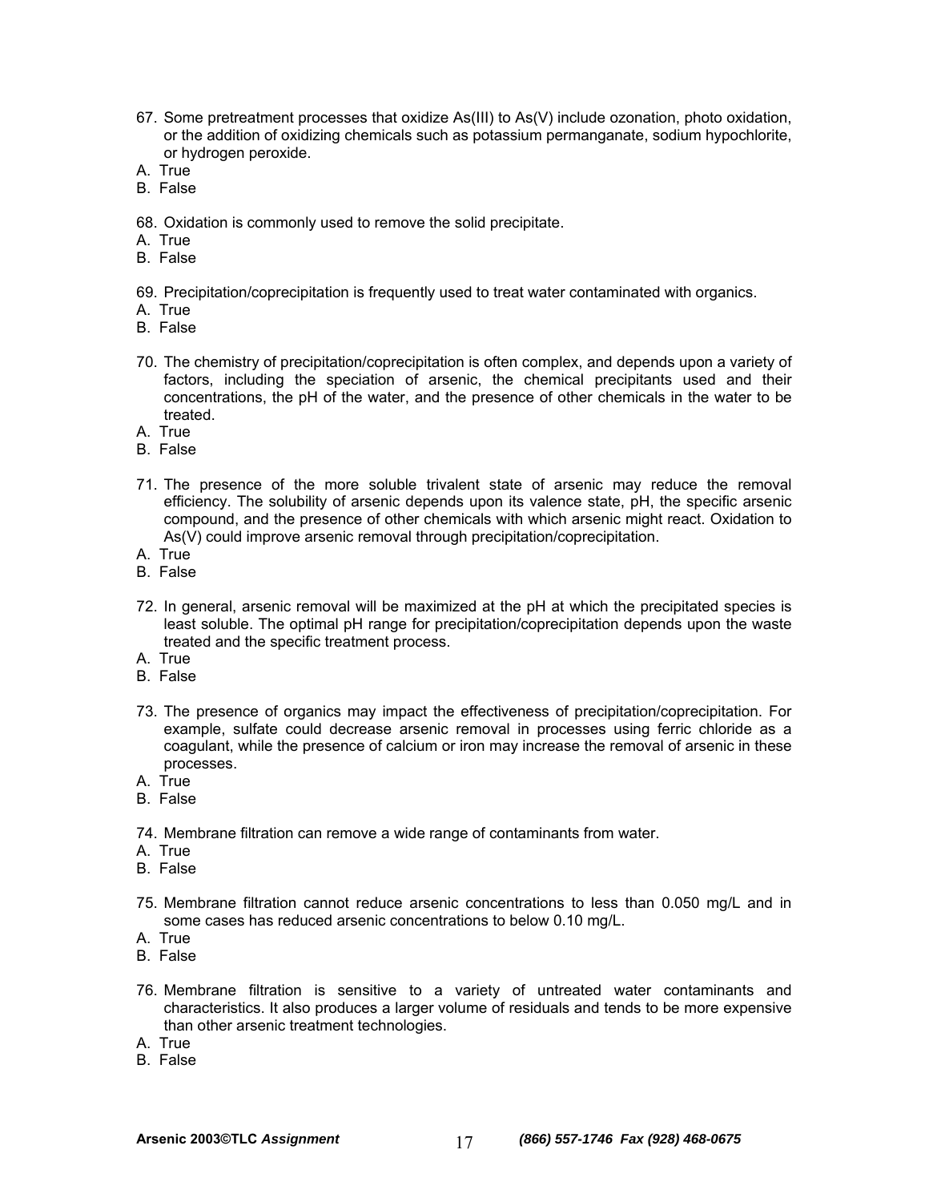67. Some pretreatment processes that oxidize As(III) to As(V) include ozonation, photo oxidation, or the addition of oxidizing chemicals such as potassium permanganate, sodium hypochlorite, or hydrogen peroxide.
A. True
B. False

68. Oxidation is commonly used to remove the solid precipitate.
A. True
B. False

69. Precipitation/coprecipitation is frequently used to treat water contaminated with organics.
A. True
B. False

70. The chemistry of precipitation/coprecipitation is often complex, and depends upon a variety of factors, including the speciation of arsenic, the chemical precipitants used and their concentrations, the pH of the water, and the presence of other chemicals in the water to be treated.
A. True
B. False

71. The presence of the more soluble trivalent state of arsenic may reduce the removal efficiency. The solubility of arsenic depends upon its valence state, pH, the specific arsenic compound, and the presence of other chemicals with which arsenic might react. Oxidation to As(V) could improve arsenic removal through precipitation/coprecipitation.
A. True
B. False

72. In general, arsenic removal will be maximized at the pH at which the precipitated species is least soluble. The optimal pH range for precipitation/coprecipitation depends upon the waste treated and the specific treatment process.
A. True
B. False

73. The presence of organics may impact the effectiveness of precipitation/coprecipitation. For example, sulfate could decrease arsenic removal in processes using ferric chloride as a coagulant, while the presence of calcium or iron may increase the removal of arsenic in these processes.
A. True
B. False

74. Membrane filtration can remove a wide range of contaminants from water.
A. True
B. False

75. Membrane filtration cannot reduce arsenic concentrations to less than 0.050 mg/L and in some cases has reduced arsenic concentrations to below 0.10 mg/L.
A. True
B. False

76. Membrane filtration is sensitive to a variety of untreated water contaminants and characteristics. It also produces a larger volume of residuals and tends to be more expensive than other arsenic treatment technologies.
A. True
B. False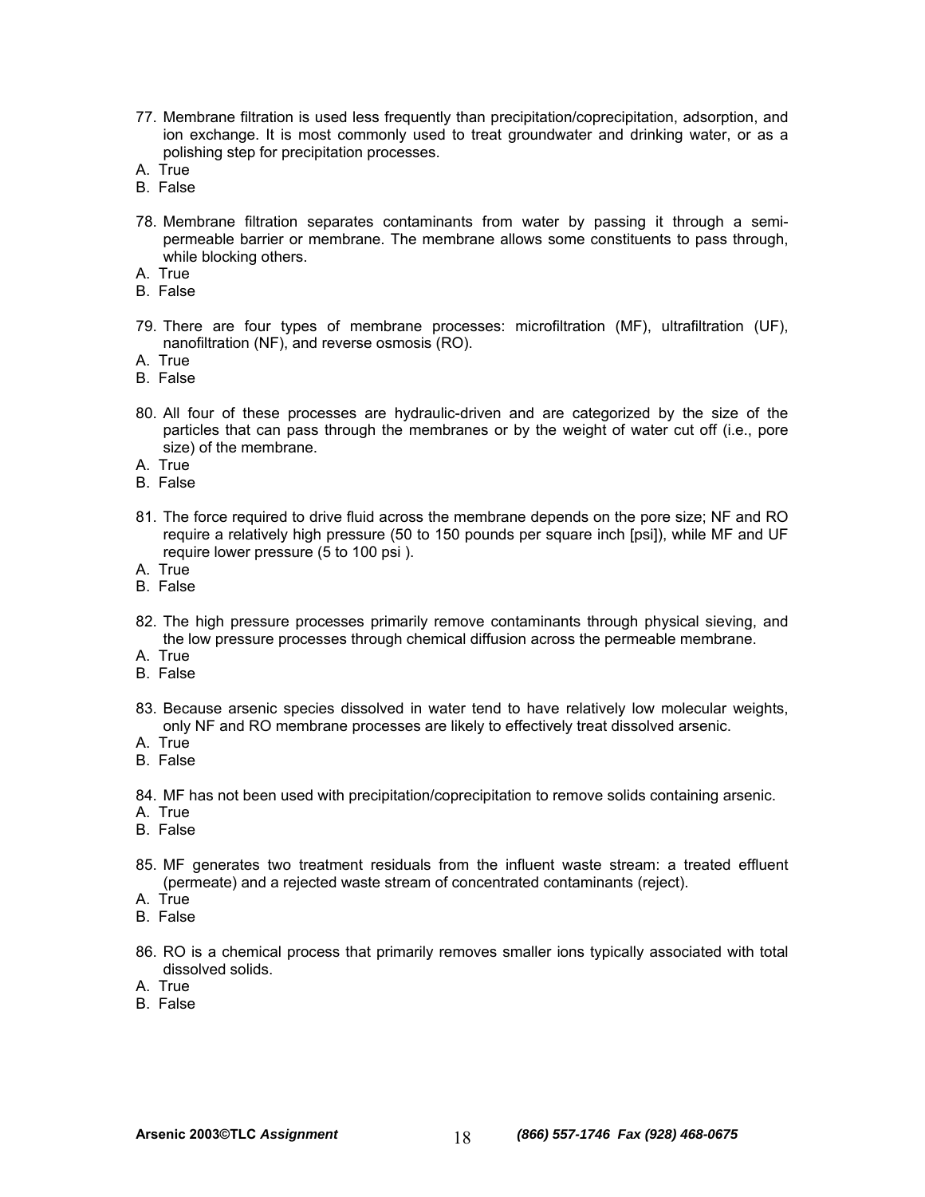77. Membrane filtration is used less frequently than precipitation/coprecipitation, adsorption, and ion exchange. It is most commonly used to treat groundwater and drinking water, or as a polishing step for precipitation processes.
A. True
B. False

78. Membrane filtration separates contaminants from water by passing it through a semi-permeable barrier or membrane. The membrane allows some constituents to pass through, while blocking others.
A. True
B. False

79. There are four types of membrane processes: microfiltration (MF), ultrafiltration (UF), nanofiltration (NF), and reverse osmosis (RO).
A. True
B. False

80. All four of these processes are hydraulic-driven and are categorized by the size of the particles that can pass through the membranes or by the weight of water cut off (i.e., pore size) of the membrane.
A. True
B. False

81. The force required to drive fluid across the membrane depends on the pore size; NF and RO require a relatively high pressure (50 to 150 pounds per square inch [psi]), while MF and UF require lower pressure (5 to 100 psi ).
A. True
B. False

82. The high pressure processes primarily remove contaminants through physical sieving, and the low pressure processes through chemical diffusion across the permeable membrane.
A. True
B. False

83. Because arsenic species dissolved in water tend to have relatively low molecular weights, only NF and RO membrane processes are likely to effectively treat dissolved arsenic.
A. True
B. False

84. MF has not been used with precipitation/coprecipitation to remove solids containing arsenic.
A. True
B. False

85. MF generates two treatment residuals from the influent waste stream: a treated effluent (permeate) and a rejected waste stream of concentrated contaminants (reject).
A. True
B. False

86. RO is a chemical process that primarily removes smaller ions typically associated with total dissolved solids.
A. True
B. False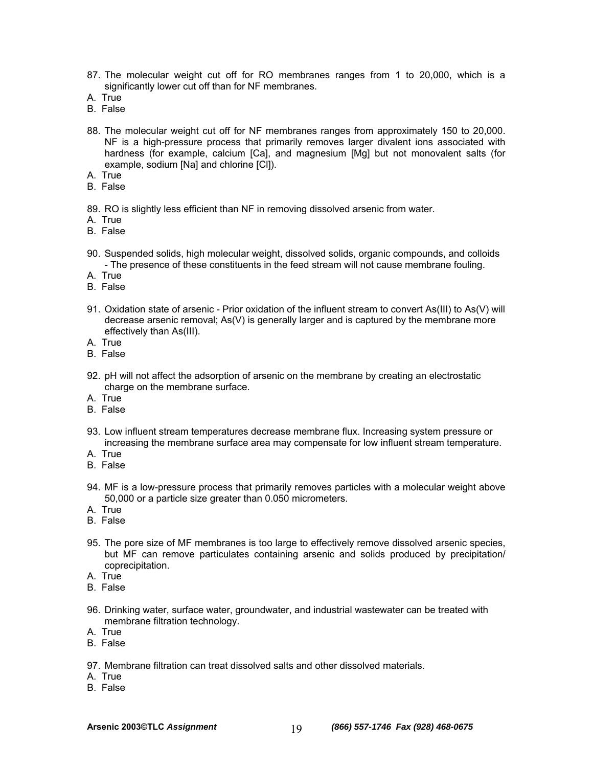87. The molecular weight cut off for RO membranes ranges from 1 to 20,000, which is a significantly lower cut off than for NF membranes.
A. True
B. False

88. The molecular weight cut off for NF membranes ranges from approximately 150 to 20,000. NF is a high-pressure process that primarily removes larger divalent ions associated with hardness (for example, calcium [Ca], and magnesium [Mg] but not monovalent salts (for example, sodium [Na] and chlorine [Cl]).
A. True
B. False

89. RO is slightly less efficient than NF in removing dissolved arsenic from water.
A. True
B. False

90. Suspended solids, high molecular weight, dissolved solids, organic compounds, and colloids - The presence of these constituents in the feed stream will not cause membrane fouling.
A. True
B. False

91. Oxidation state of arsenic - Prior oxidation of the influent stream to convert As(III) to As(V) will decrease arsenic removal; As(V) is generally larger and is captured by the membrane more effectively than As(III).
A. True
B. False

92. pH will not affect the adsorption of arsenic on the membrane by creating an electrostatic charge on the membrane surface.
A. True
B. False

93. Low influent stream temperatures decrease membrane flux. Increasing system pressure or increasing the membrane surface area may compensate for low influent stream temperature.
A. True
B. False

94. MF is a low-pressure process that primarily removes particles with a molecular weight above 50,000 or a particle size greater than 0.050 micrometers.
A. True
B. False

95. The pore size of MF membranes is too large to effectively remove dissolved arsenic species, but MF can remove particulates containing arsenic and solids produced by precipitation/ coprecipitation.
A. True
B. False

96. Drinking water, surface water, groundwater, and industrial wastewater can be treated with membrane filtration technology.
A. True
B. False

97. Membrane filtration can treat dissolved salts and other dissolved materials.
A. True
B. False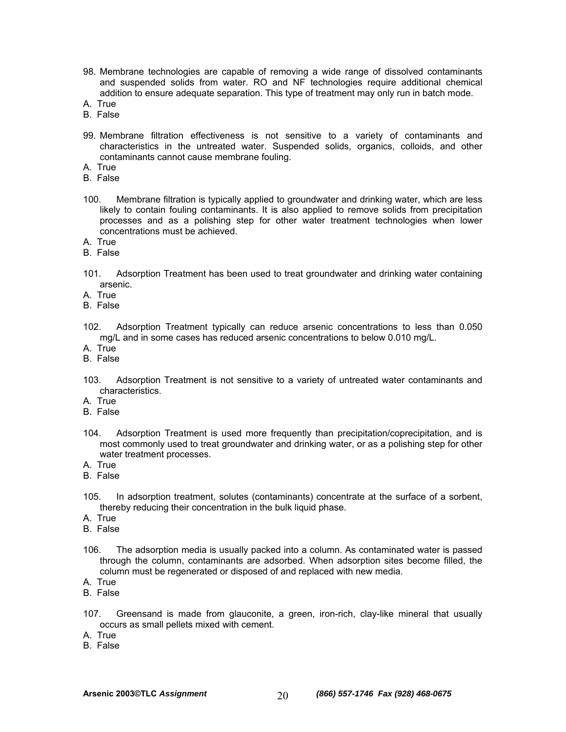98. Membrane technologies are capable of removing a wide range of dissolved contaminants and suspended solids from water. RO and NF technologies require additional chemical addition to ensure adequate separation. This type of treatment may only run in batch mode.

A. True
B. False

99. Membrane filtration effectiveness is not sensitive to a variety of contaminants and characteristics in the untreated water. Suspended solids, organics, colloids, and other contaminants cannot cause membrane fouling.

A. True
B. False

100. Membrane filtration is typically applied to groundwater and drinking water, which are less likely to contain fouling contaminants. It is also applied to remove solids from precipitation processes and as a polishing step for other water treatment technologies when lower concentrations must be achieved.

A. True
B. False

101. Adsorption Treatment has been used to treat groundwater and drinking water containing arsenic.

A. True
B. False

102. Adsorption Treatment typically can reduce arsenic concentrations to less than 0.050 mg/L and in some cases has reduced arsenic concentrations to below 0.010 mg/L.

A. True
B. False

103. Adsorption Treatment is not sensitive to a variety of untreated water contaminants and characteristics.

A. True
B. False

104. Adsorption Treatment is used more frequently than precipitation/coprecipitation, and is most commonly used to treat groundwater and drinking water, or as a polishing step for other water treatment processes.

A. True
B. False

105. In adsorption treatment, solutes (contaminants) concentrate at the surface of a sorbent, thereby reducing their concentration in the bulk liquid phase.

A. True
B. False

106. The adsorption media is usually packed into a column. As contaminated water is passed through the column, contaminants are adsorbed. When adsorption sites become filled, the column must be regenerated or disposed of and replaced with new media.

A. True
B. False

107. Greensand is made from glauconite, a green, iron-rich, clay-like mineral that usually occurs as small pellets mixed with cement.

A. True
B. False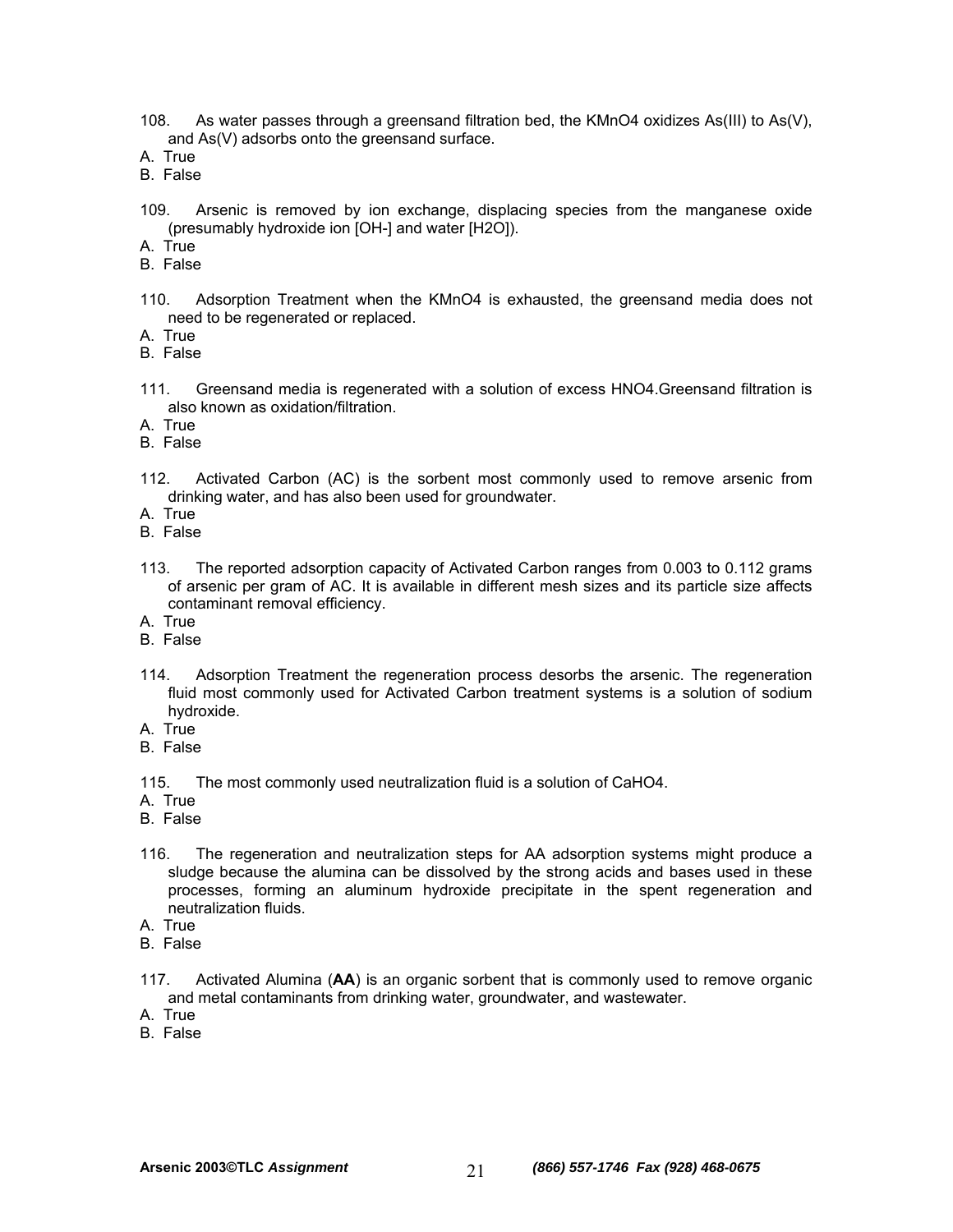108. As water passes through a greensand filtration bed, the $KMnO_4$ oxidizes As(III) to As(V), and As(V) adsorbs onto the greensand surface.
A. True
B. False

109. Arsenic is removed by ion exchange, displacing species from the manganese oxide (presumably hydroxide ion [$OH^-$] and water [$H_2O$]).
A. True
B. False

110. Adsorption Treatment when the $KMnO_4$ is exhausted, the greensand media does not need to be regenerated or replaced.
A. True
B. False

111. Greensand media is regenerated with a solution of excess $HNO_4$.Greensand filtration is also known as oxidation/filtration.
A. True
B. False

112. Activated Carbon (AC) is the sorbent most commonly used to remove arsenic from drinking water, and has also been used for groundwater.
A. True
B. False

113. The reported adsorption capacity of Activated Carbon ranges from 0.003 to 0.112 grams of arsenic per gram of AC. It is available in different mesh sizes and its particle size affects contaminant removal efficiency.
A. True
B. False

114. Adsorption Treatment the regeneration process desorbs the arsenic. The regeneration fluid most commonly used for Activated Carbon treatment systems is a solution of sodium hydroxide.
A. True
B. False

115. The most commonly used neutralization fluid is a solution of $CaHO_4$.
A. True
B. False

116. The regeneration and neutralization steps for AA adsorption systems might produce a sludge because the alumina can be dissolved by the strong acids and bases used in these processes, forming an aluminum hydroxide precipitate in the spent regeneration and neutralization fluids.
A. True
B. False

117. Activated Alumina (**AA**) is an organic sorbent that is commonly used to remove organic and metal contaminants from drinking water, groundwater, and wastewater.
A. True
B. False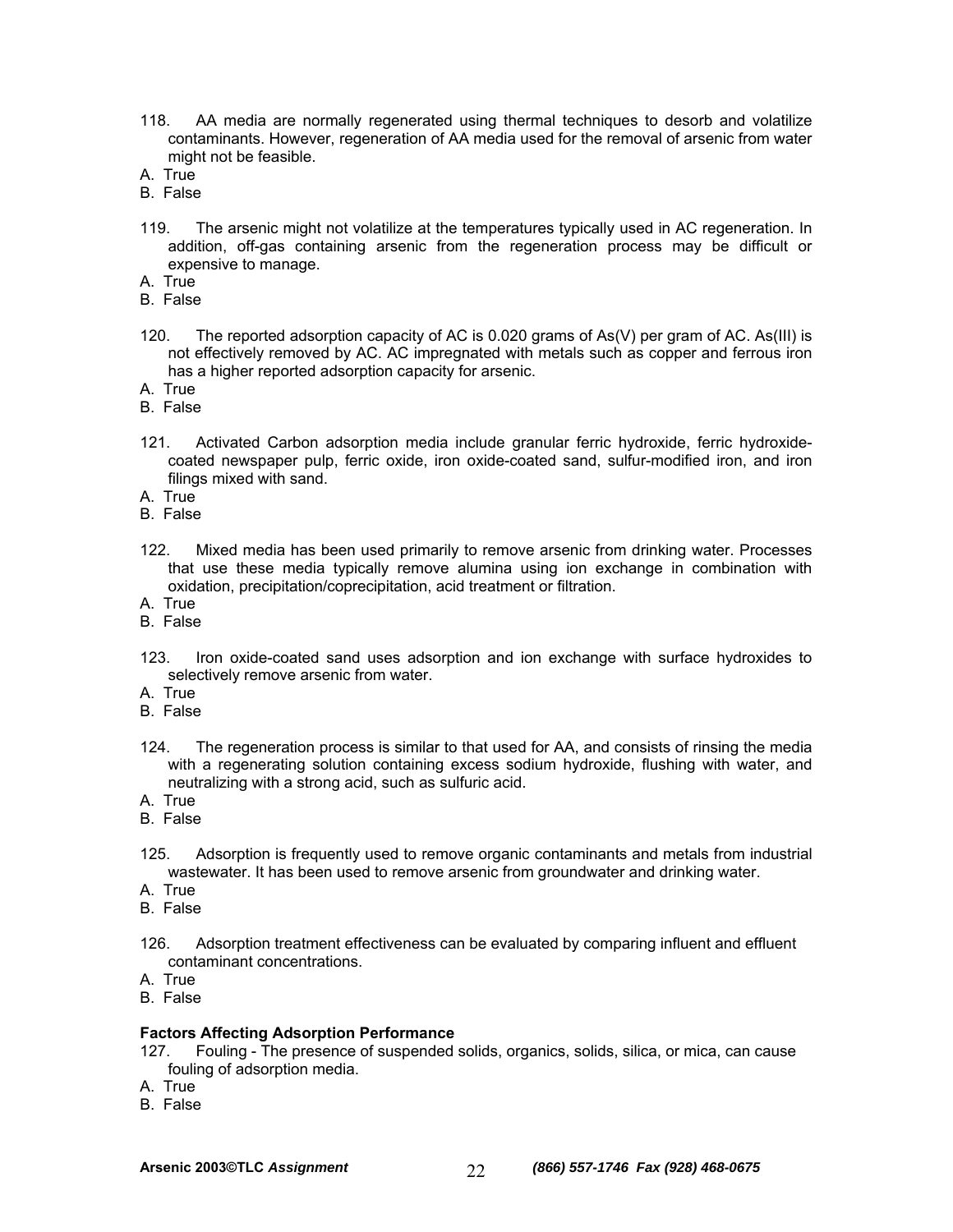118. AA media are normally regenerated using thermal techniques to desorb and volatilize contaminants. However, regeneration of AA media used for the removal of arsenic from water might not be feasible.

A. True
B. False

119. The arsenic might not volatilize at the temperatures typically used in AC regeneration. In addition, off-gas containing arsenic from the regeneration process may be difficult or expensive to manage.

A. True
B. False

120. The reported adsorption capacity of AC is 0.020 grams of As(V) per gram of AC. As(III) is not effectively removed by AC. AC impregnated with metals such as copper and ferrous iron has a higher reported adsorption capacity for arsenic.

A. True
B. False

121. Activated Carbon adsorption media include granular ferric hydroxide, ferric hydroxide-coated newspaper pulp, ferric oxide, iron oxide-coated sand, sulfur-modified iron, and iron filings mixed with sand.

A. True
B. False

122. Mixed media has been used primarily to remove arsenic from drinking water. Processes that use these media typically remove alumina using ion exchange in combination with oxidation, precipitation/coprecipitation, acid treatment or filtration.

A. True
B. False

123. Iron oxide-coated sand uses adsorption and ion exchange with surface hydroxides to selectively remove arsenic from water.

A. True
B. False

124. The regeneration process is similar to that used for AA, and consists of rinsing the media with a regenerating solution containing excess sodium hydroxide, flushing with water, and neutralizing with a strong acid, such as sulfuric acid.

A. True
B. False

125. Adsorption is frequently used to remove organic contaminants and metals from industrial wastewater. It has been used to remove arsenic from groundwater and drinking water.

A. True
B. False

126. Adsorption treatment effectiveness can be evaluated by comparing influent and effluent contaminant concentrations.

A. True
B. False

**Factors Affecting Adsorption Performance**

127. Fouling - The presence of suspended solids, organics, solids, silica, or mica, can cause fouling of adsorption media.

A. True
B. False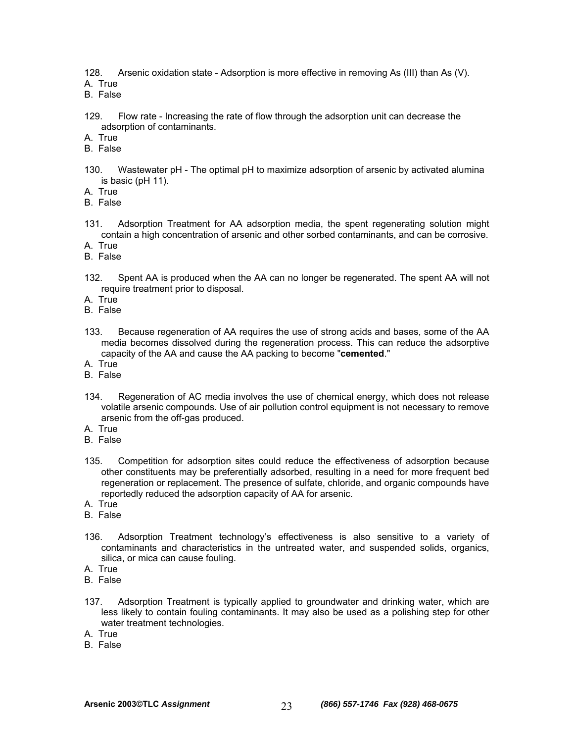128. Arsenic oxidation state - Adsorption is more effective in removing As (III) than As (V).
A. True
B. False

129. Flow rate - Increasing the rate of flow through the adsorption unit can decrease the adsorption of contaminants.
A. True
B. False

130. Wastewater pH - The optimal pH to maximize adsorption of arsenic by activated alumina is basic (pH 11).
A. True
B. False

131. Adsorption Treatment for AA adsorption media, the spent regenerating solution might contain a high concentration of arsenic and other sorbed contaminants, and can be corrosive.
A. True
B. False

132. Spent AA is produced when the AA can no longer be regenerated. The spent AA will not require treatment prior to disposal.
A. True
B. False

133. Because regeneration of AA requires the use of strong acids and bases, some of the AA media becomes dissolved during the regeneration process. This can reduce the adsorptive capacity of the AA and cause the AA packing to become "**cemented**."
A. True
B. False

134. Regeneration of AC media involves the use of chemical energy, which does not release volatile arsenic compounds. Use of air pollution control equipment is not necessary to remove arsenic from the off-gas produced.
A. True
B. False

135. Competition for adsorption sites could reduce the effectiveness of adsorption because other constituents may be preferentially adsorbed, resulting in a need for more frequent bed regeneration or replacement. The presence of sulfate, chloride, and organic compounds have reportedly reduced the adsorption capacity of AA for arsenic.
A. True
B. False

136. Adsorption Treatment technology's effectiveness is also sensitive to a variety of contaminants and characteristics in the untreated water, and suspended solids, organics, silica, or mica can cause fouling.
A. True
B. False

137. Adsorption Treatment is typically applied to groundwater and drinking water, which are less likely to contain fouling contaminants. It may also be used as a polishing step for other water treatment technologies.
A. True
B. False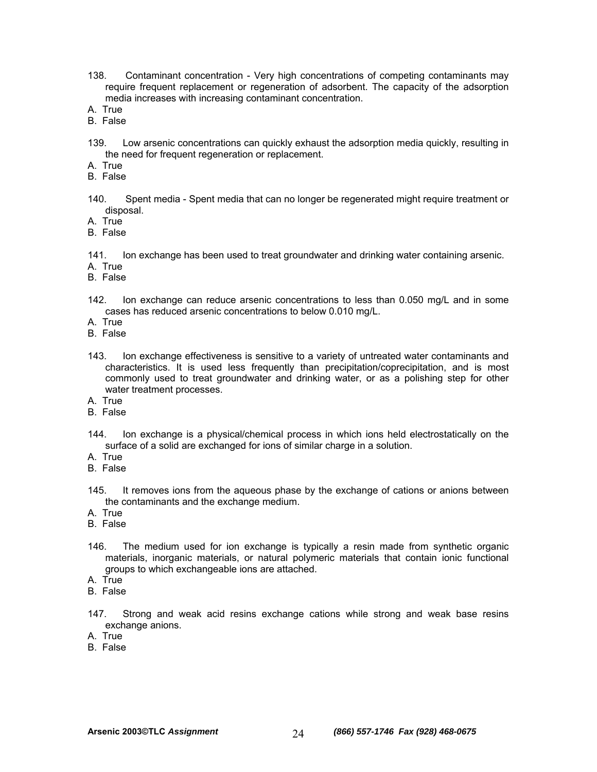138. Contaminant concentration - Very high concentrations of competing contaminants may require frequent replacement or regeneration of adsorbent. The capacity of the adsorption media increases with increasing contaminant concentration.

A. True
B. False

139. Low arsenic concentrations can quickly exhaust the adsorption media quickly, resulting in the need for frequent regeneration or replacement.

A. True
B. False

140. Spent media - Spent media that can no longer be regenerated might require treatment or disposal.

A. True
B. False

141. Ion exchange has been used to treat groundwater and drinking water containing arsenic.

A. True
B. False

142. Ion exchange can reduce arsenic concentrations to less than 0.050 mg/L and in some cases has reduced arsenic concentrations to below 0.010 mg/L.

A. True
B. False

143. Ion exchange effectiveness is sensitive to a variety of untreated water contaminants and characteristics. It is used less frequently than precipitation/coprecipitation, and is most commonly used to treat groundwater and drinking water, or as a polishing step for other water treatment processes.

A. True
B. False

144. Ion exchange is a physical/chemical process in which ions held electrostatically on the surface of a solid are exchanged for ions of similar charge in a solution.

A. True
B. False

145. It removes ions from the aqueous phase by the exchange of cations or anions between the contaminants and the exchange medium.

A. True
B. False

146. The medium used for ion exchange is typically a resin made from synthetic organic materials, inorganic materials, or natural polymeric materials that contain ionic functional groups to which exchangeable ions are attached.

A. True
B. False

147. Strong and weak acid resins exchange cations while strong and weak base resins exchange anions.

A. True
B. False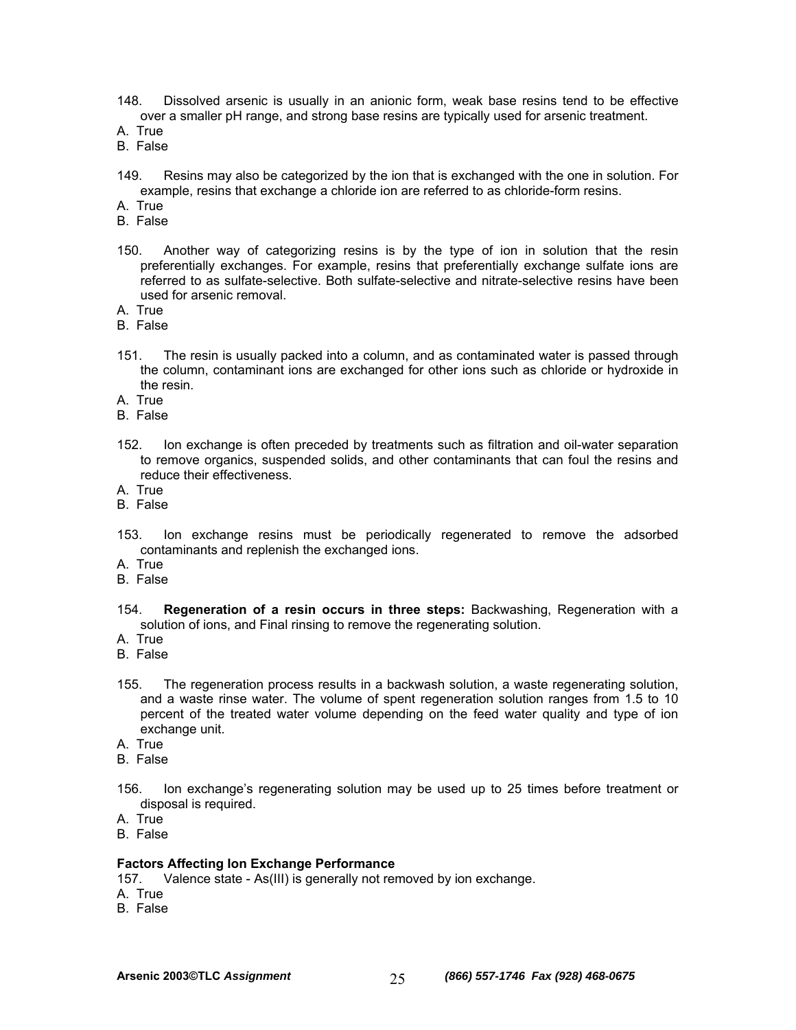148. Dissolved arsenic is usually in an anionic form, weak base resins tend to be effective over a smaller pH range, and strong base resins are typically used for arsenic treatment.
A. True
B. False

149. Resins may also be categorized by the ion that is exchanged with the one in solution. For example, resins that exchange a chloride ion are referred to as chloride-form resins.
A. True
B. False

150. Another way of categorizing resins is by the type of ion in solution that the resin preferentially exchanges. For example, resins that preferentially exchange sulfate ions are referred to as sulfate-selective. Both sulfate-selective and nitrate-selective resins have been used for arsenic removal.
A. True
B. False

151. The resin is usually packed into a column, and as contaminated water is passed through the column, contaminant ions are exchanged for other ions such as chloride or hydroxide in the resin.
A. True
B. False

152. Ion exchange is often preceded by treatments such as filtration and oil-water separation to remove organics, suspended solids, and other contaminants that can foul the resins and reduce their effectiveness.
A. True
B. False

153. Ion exchange resins must be periodically regenerated to remove the adsorbed contaminants and replenish the exchanged ions.
A. True
B. False

154. **Regeneration of a resin occurs in three steps:** Backwashing, Regeneration with a solution of ions, and Final rinsing to remove the regenerating solution.
A. True
B. False

155. The regeneration process results in a backwash solution, a waste regenerating solution, and a waste rinse water. The volume of spent regeneration solution ranges from 1.5 to 10 percent of the treated water volume depending on the feed water quality and type of ion exchange unit.
A. True
B. False

156. Ion exchange's regenerating solution may be used up to 25 times before treatment or disposal is required.
A. True
B. False

**Factors Affecting Ion Exchange Performance**

157. Valence state - As(III) is generally not removed by ion exchange.
A. True
B. False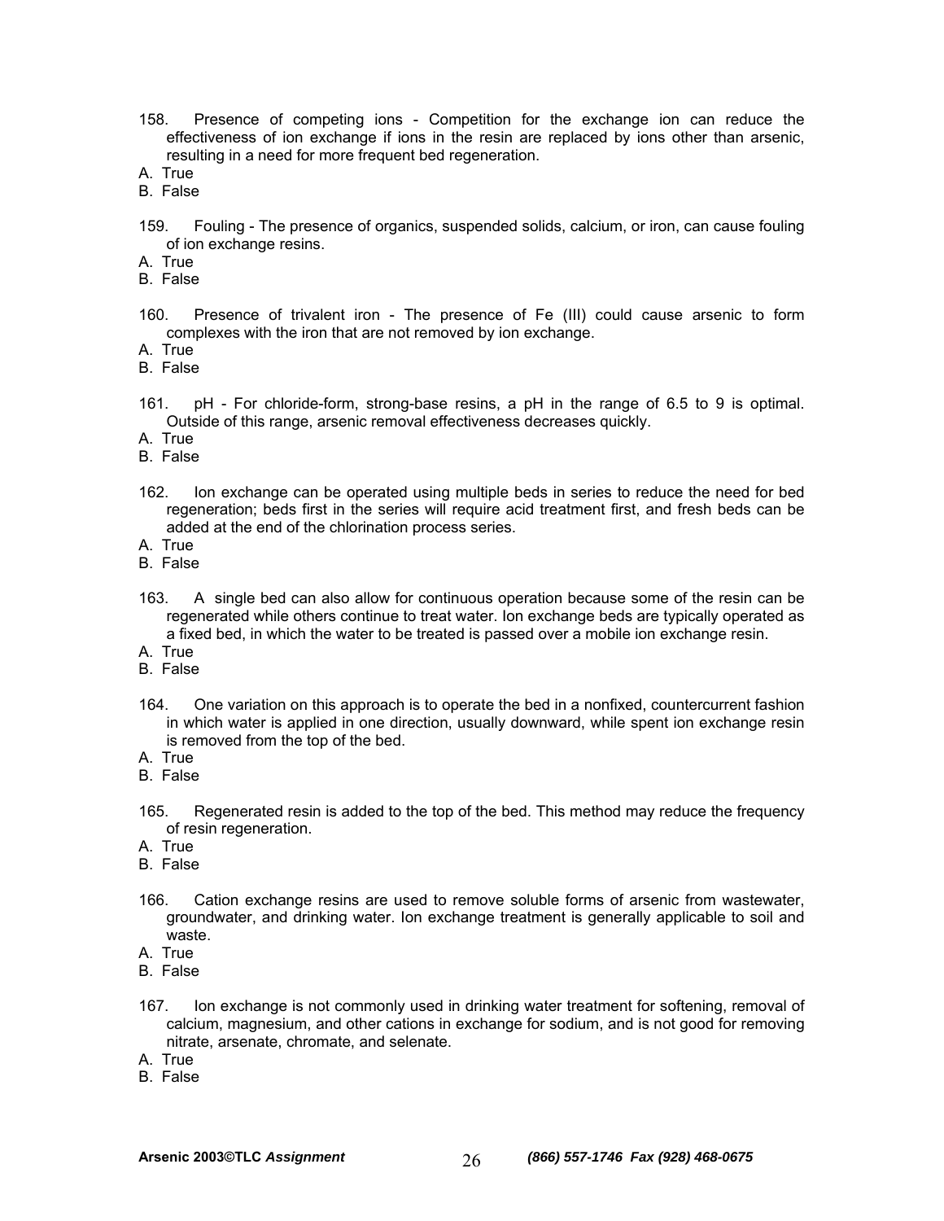158. Presence of competing ions - Competition for the exchange ion can reduce the effectiveness of ion exchange if ions in the resin are replaced by ions other than arsenic, resulting in a need for more frequent bed regeneration.

A. True
B. False

159. Fouling - The presence of organics, suspended solids, calcium, or iron, can cause fouling of ion exchange resins.

A. True
B. False

160. Presence of trivalent iron - The presence of Fe (III) could cause arsenic to form complexes with the iron that are not removed by ion exchange.

A. True
B. False

161. pH - For chloride-form, strong-base resins, a pH in the range of 6.5 to 9 is optimal. Outside of this range, arsenic removal effectiveness decreases quickly.

A. True
B. False

162. Ion exchange can be operated using multiple beds in series to reduce the need for bed regeneration; beds first in the series will require acid treatment first, and fresh beds can be added at the end of the chlorination process series.

A. True
B. False

163. A single bed can also allow for continuous operation because some of the resin can be regenerated while others continue to treat water. Ion exchange beds are typically operated as a fixed bed, in which the water to be treated is passed over a mobile ion exchange resin.

A. True
B. False

164. One variation on this approach is to operate the bed in a nonfixed, countercurrent fashion in which water is applied in one direction, usually downward, while spent ion exchange resin is removed from the top of the bed.

A. True
B. False

165. Regenerated resin is added to the top of the bed. This method may reduce the frequency of resin regeneration.

A. True
B. False

166. Cation exchange resins are used to remove soluble forms of arsenic from wastewater, groundwater, and drinking water. Ion exchange treatment is generally applicable to soil and waste.

A. True
B. False

167. Ion exchange is not commonly used in drinking water treatment for softening, removal of calcium, magnesium, and other cations in exchange for sodium, and is not good for removing nitrate, arsenate, chromate, and selenate.

A. True
B. False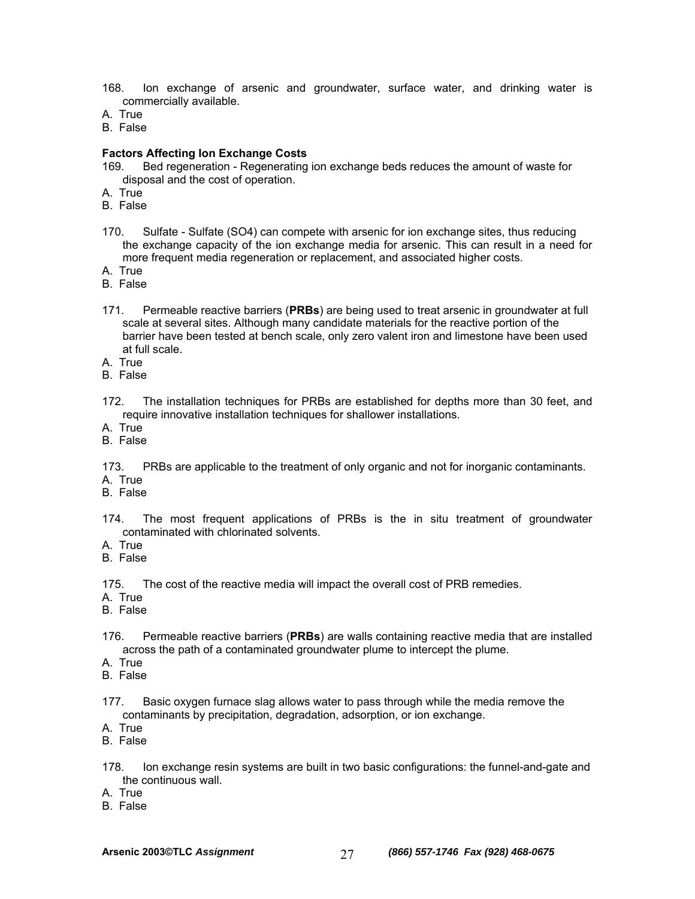168. Ion exchange of arsenic and groundwater, surface water, and drinking water is commercially available.

A. True
B. False

**Factors Affecting Ion Exchange Costs**

169. Bed regeneration - Regenerating ion exchange beds reduces the amount of waste for disposal and the cost of operation.

A. True
B. False

170. Sulfate - Sulfate (SO4) can compete with arsenic for ion exchange sites, thus reducing the exchange capacity of the ion exchange media for arsenic. This can result in a need for more frequent media regeneration or replacement, and associated higher costs.

A. True
B. False

171. Permeable reactive barriers (**PRBs**) are being used to treat arsenic in groundwater at full scale at several sites. Although many candidate materials for the reactive portion of the barrier have been tested at bench scale, only zero valent iron and limestone have been used at full scale.

A. True
B. False

172. The installation techniques for PRBs are established for depths more than 30 feet, and require innovative installation techniques for shallower installations.

A. True
B. False

173. PRBs are applicable to the treatment of only organic and not for inorganic contaminants.

A. True
B. False

174. The most frequent applications of PRBs is the in situ treatment of groundwater contaminated with chlorinated solvents.

A. True
B. False

175. The cost of the reactive media will impact the overall cost of PRB remedies.

A. True
B. False

176. Permeable reactive barriers (**PRBs**) are walls containing reactive media that are installed across the path of a contaminated groundwater plume to intercept the plume.

A. True
B. False

177. Basic oxygen furnace slag allows water to pass through while the media remove the contaminants by precipitation, degradation, adsorption, or ion exchange.

A. True
B. False

178. Ion exchange resin systems are built in two basic configurations: the funnel-and-gate and the continuous wall.

A. True
B. False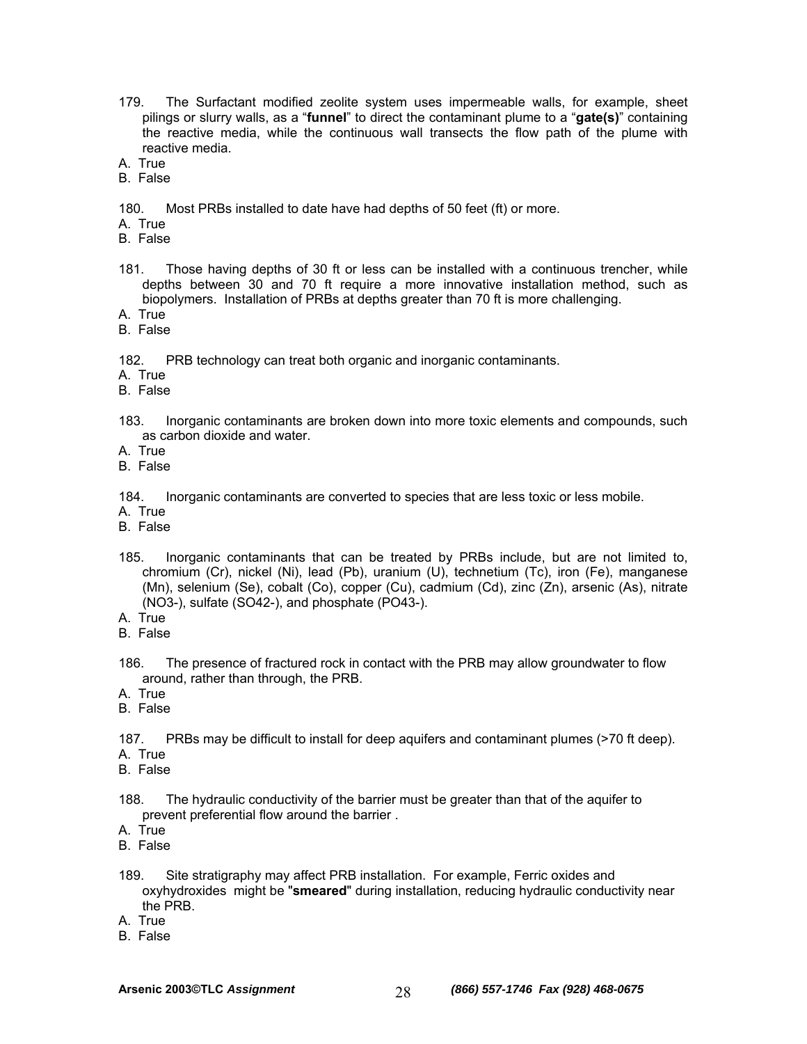179. The Surfactant modified zeolite system uses impermeable walls, for example, sheet pilings or slurry walls, as a "**funnel**" to direct the contaminant plume to a "**gate(s)**" containing the reactive media, while the continuous wall transects the flow path of the plume with reactive media.

A. True
B. False

180. Most PRBs installed to date have had depths of 50 feet (ft) or more.

A. True
B. False

181. Those having depths of 30 ft or less can be installed with a continuous trencher, while depths between 30 and 70 ft require a more innovative installation method, such as biopolymers. Installation of PRBs at depths greater than 70 ft is more challenging.

A. True
B. False

182. PRB technology can treat both organic and inorganic contaminants.

A. True
B. False

183. Inorganic contaminants are broken down into more toxic elements and compounds, such as carbon dioxide and water.

A. True
B. False

184. Inorganic contaminants are converted to species that are less toxic or less mobile.

A. True
B. False

185. Inorganic contaminants that can be treated by PRBs include, but are not limited to, chromium (Cr), nickel (Ni), lead (Pb), uranium (U), technetium (Tc), iron (Fe), manganese (Mn), selenium (Se), cobalt (Co), copper (Cu), cadmium (Cd), zinc (Zn), arsenic (As), nitrate (NO3-), sulfate (SO42-), and phosphate (PO43-).

A. True
B. False

186. The presence of fractured rock in contact with the PRB may allow groundwater to flow around, rather than through, the PRB.

A. True
B. False

187. PRBs may be difficult to install for deep aquifers and contaminant plumes (>70 ft deep).

A. True
B. False

188. The hydraulic conductivity of the barrier must be greater than that of the aquifer to prevent preferential flow around the barrier .

A. True
B. False

189. Site stratigraphy may affect PRB installation. For example, Ferric oxides and oxyhydroxides might be "**smeared**" during installation, reducing hydraulic conductivity near the PRB.

A. True
B. False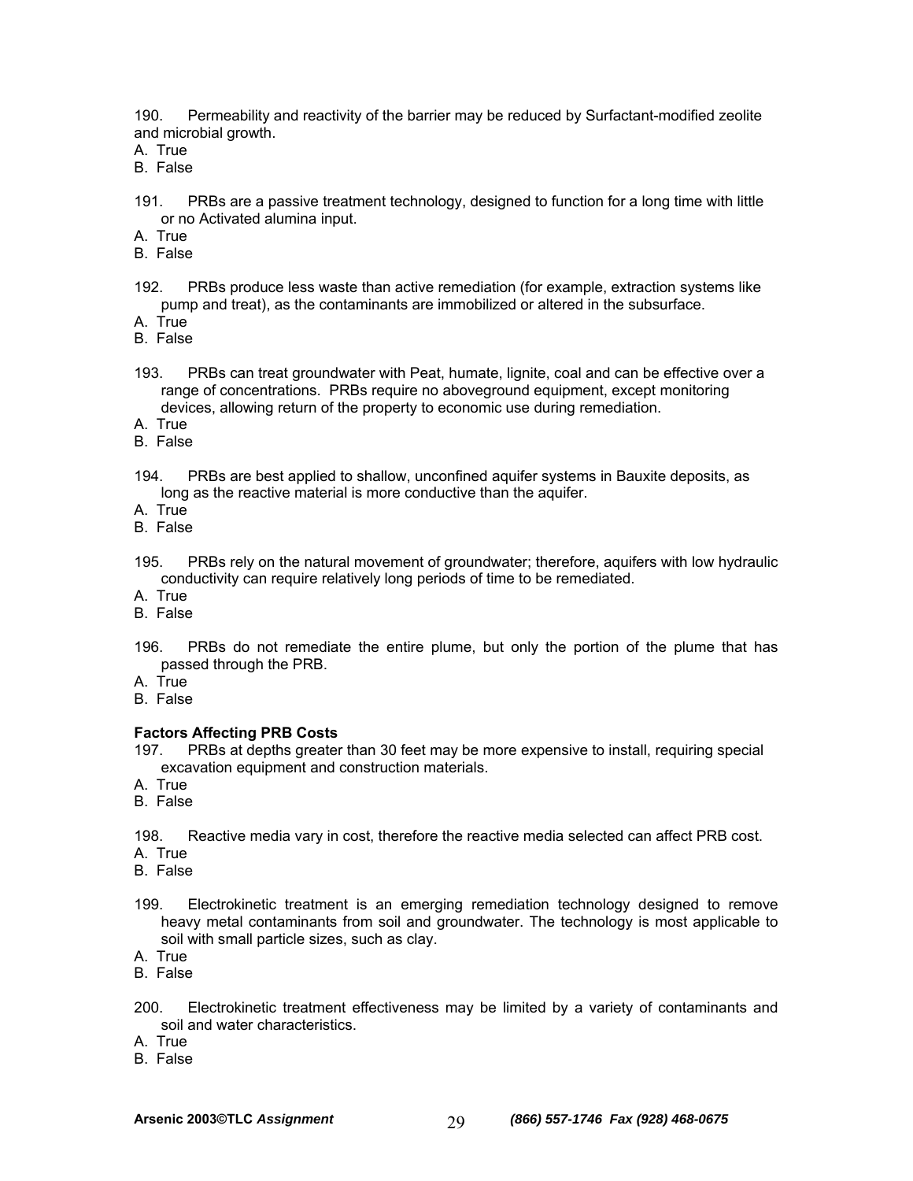190. Permeability and reactivity of the barrier may be reduced by Surfactant-modified zeolite and microbial growth.
A. True
B. False

191. PRBs are a passive treatment technology, designed to function for a long time with little or no Activated alumina input.
A. True
B. False

192. PRBs produce less waste than active remediation (for example, extraction systems like pump and treat), as the contaminants are immobilized or altered in the subsurface.
A. True
B. False

193. PRBs can treat groundwater with Peat, humate, lignite, coal and can be effective over a range of concentrations. PRBs require no aboveground equipment, except monitoring devices, allowing return of the property to economic use during remediation.
A. True
B. False

194. PRBs are best applied to shallow, unconfined aquifer systems in Bauxite deposits, as long as the reactive material is more conductive than the aquifer.
A. True
B. False

195. PRBs rely on the natural movement of groundwater; therefore, aquifers with low hydraulic conductivity can require relatively long periods of time to be remediated.
A. True
B. False

196. PRBs do not remediate the entire plume, but only the portion of the plume that has passed through the PRB.
A. True
B. False

**Factors Affecting PRB Costs**

197. PRBs at depths greater than 30 feet may be more expensive to install, requiring special excavation equipment and construction materials.
A. True
B. False

198. Reactive media vary in cost, therefore the reactive media selected can affect PRB cost.
A. True
B. False

199. Electrokinetic treatment is an emerging remediation technology designed to remove heavy metal contaminants from soil and groundwater. The technology is most applicable to soil with small particle sizes, such as clay.
A. True
B. False

200. Electrokinetic treatment effectiveness may be limited by a variety of contaminants and soil and water characteristics.
A. True
B. False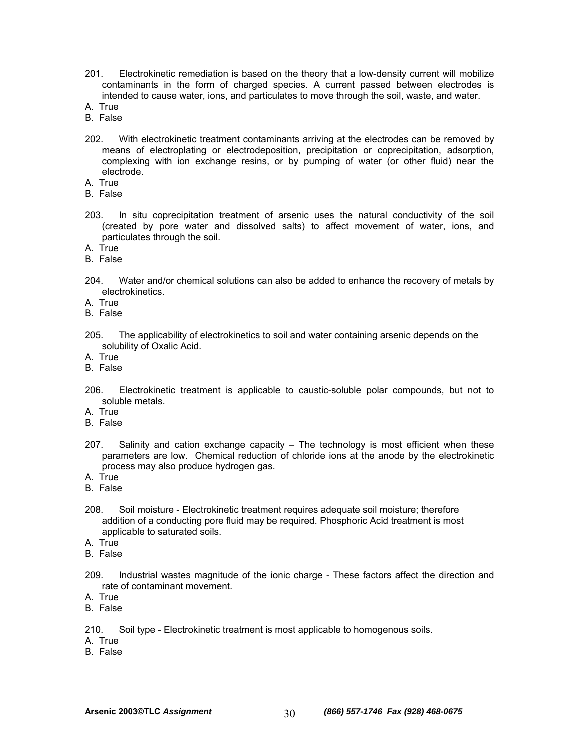201. Electrokinetic remediation is based on the theory that a low-density current will mobilize contaminants in the form of charged species. A current passed between electrodes is intended to cause water, ions, and particulates to move through the soil, waste, and water.

A. True
B. False

202. With electrokinetic treatment contaminants arriving at the electrodes can be removed by means of electroplating or electrodeposition, precipitation or coprecipitation, adsorption, complexing with ion exchange resins, or by pumping of water (or other fluid) near the electrode.

A. True
B. False

203. In situ coprecipitation treatment of arsenic uses the natural conductivity of the soil (created by pore water and dissolved salts) to affect movement of water, ions, and particulates through the soil.

A. True
B. False

204. Water and/or chemical solutions can also be added to enhance the recovery of metals by electrokinetics.

A. True
B. False

205. The applicability of electrokinetics to soil and water containing arsenic depends on the solubility of Oxalic Acid.

A. True
B. False

206. Electrokinetic treatment is applicable to caustic-soluble polar compounds, but not to soluble metals.

A. True
B. False

207. Salinity and cation exchange capacity – The technology is most efficient when these parameters are low. Chemical reduction of chloride ions at the anode by the electrokinetic process may also produce hydrogen gas.

A. True
B. False

208. Soil moisture - Electrokinetic treatment requires adequate soil moisture; therefore addition of a conducting pore fluid may be required. Phosphoric Acid treatment is most applicable to saturated soils.

A. True
B. False

209. Industrial wastes magnitude of the ionic charge - These factors affect the direction and rate of contaminant movement.

A. True
B. False

210. Soil type - Electrokinetic treatment is most applicable to homogenous soils.

A. True
B. False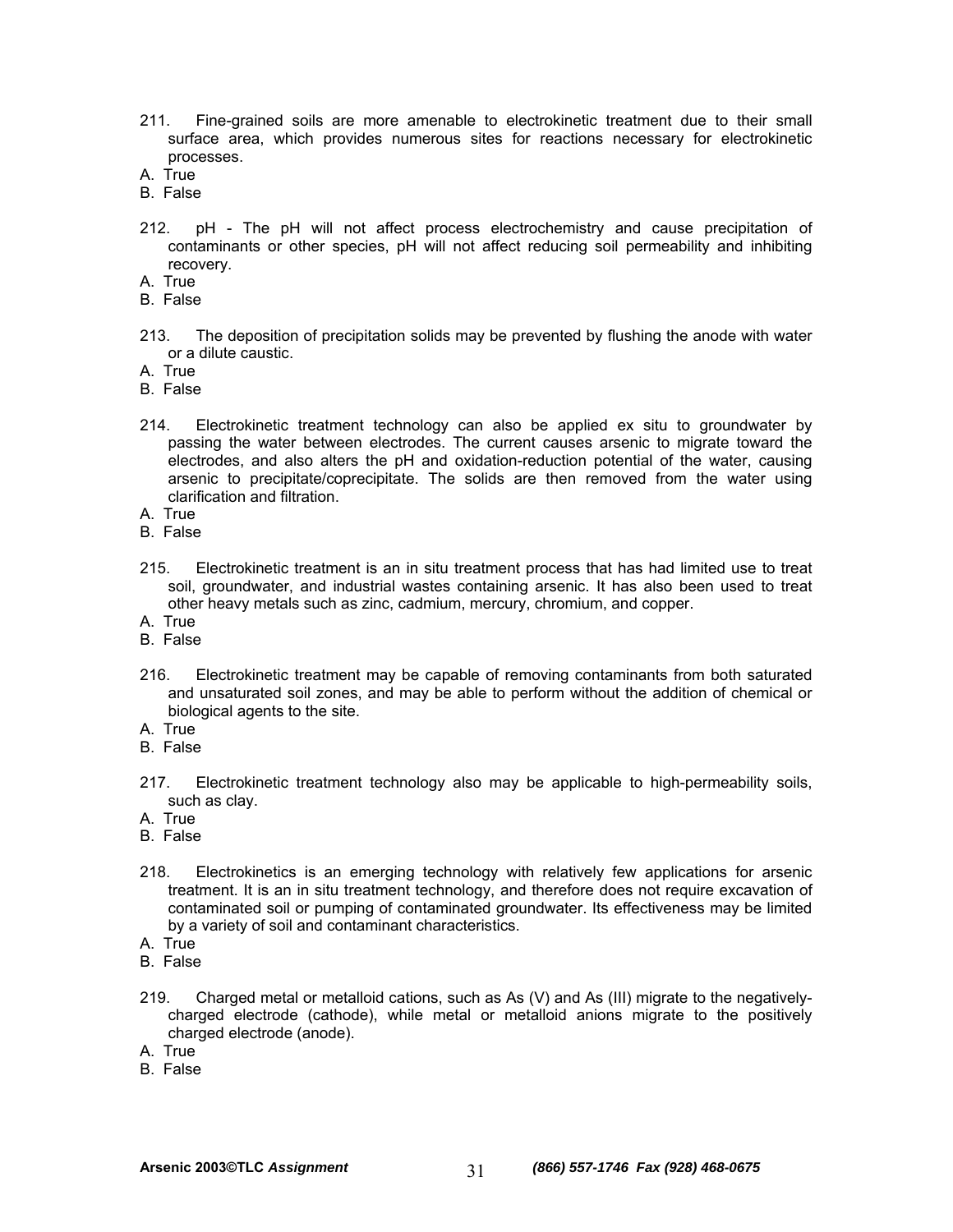211. Fine-grained soils are more amenable to electrokinetic treatment due to their small surface area, which provides numerous sites for reactions necessary for electrokinetic processes.
A. True
B. False

212. pH - The pH will not affect process electrochemistry and cause precipitation of contaminants or other species, pH will not affect reducing soil permeability and inhibiting recovery.
A. True
B. False

213. The deposition of precipitation solids may be prevented by flushing the anode with water or a dilute caustic.
A. True
B. False

214. Electrokinetic treatment technology can also be applied ex situ to groundwater by passing the water between electrodes. The current causes arsenic to migrate toward the electrodes, and also alters the pH and oxidation-reduction potential of the water, causing arsenic to precipitate/coprecipitate. The solids are then removed from the water using clarification and filtration.
A. True
B. False

215. Electrokinetic treatment is an in situ treatment process that has had limited use to treat soil, groundwater, and industrial wastes containing arsenic. It has also been used to treat other heavy metals such as zinc, cadmium, mercury, chromium, and copper.
A. True
B. False

216. Electrokinetic treatment may be capable of removing contaminants from both saturated and unsaturated soil zones, and may be able to perform without the addition of chemical or biological agents to the site.
A. True
B. False

217. Electrokinetic treatment technology also may be applicable to high-permeability soils, such as clay.
A. True
B. False

218. Electrokinetics is an emerging technology with relatively few applications for arsenic treatment. It is an in situ treatment technology, and therefore does not require excavation of contaminated soil or pumping of contaminated groundwater. Its effectiveness may be limited by a variety of soil and contaminant characteristics.
A. True
B. False

219. Charged metal or metalloid cations, such as As (V) and As (III) migrate to the negatively-charged electrode (cathode), while metal or metalloid anions migrate to the positively charged electrode (anode).
A. True
B. False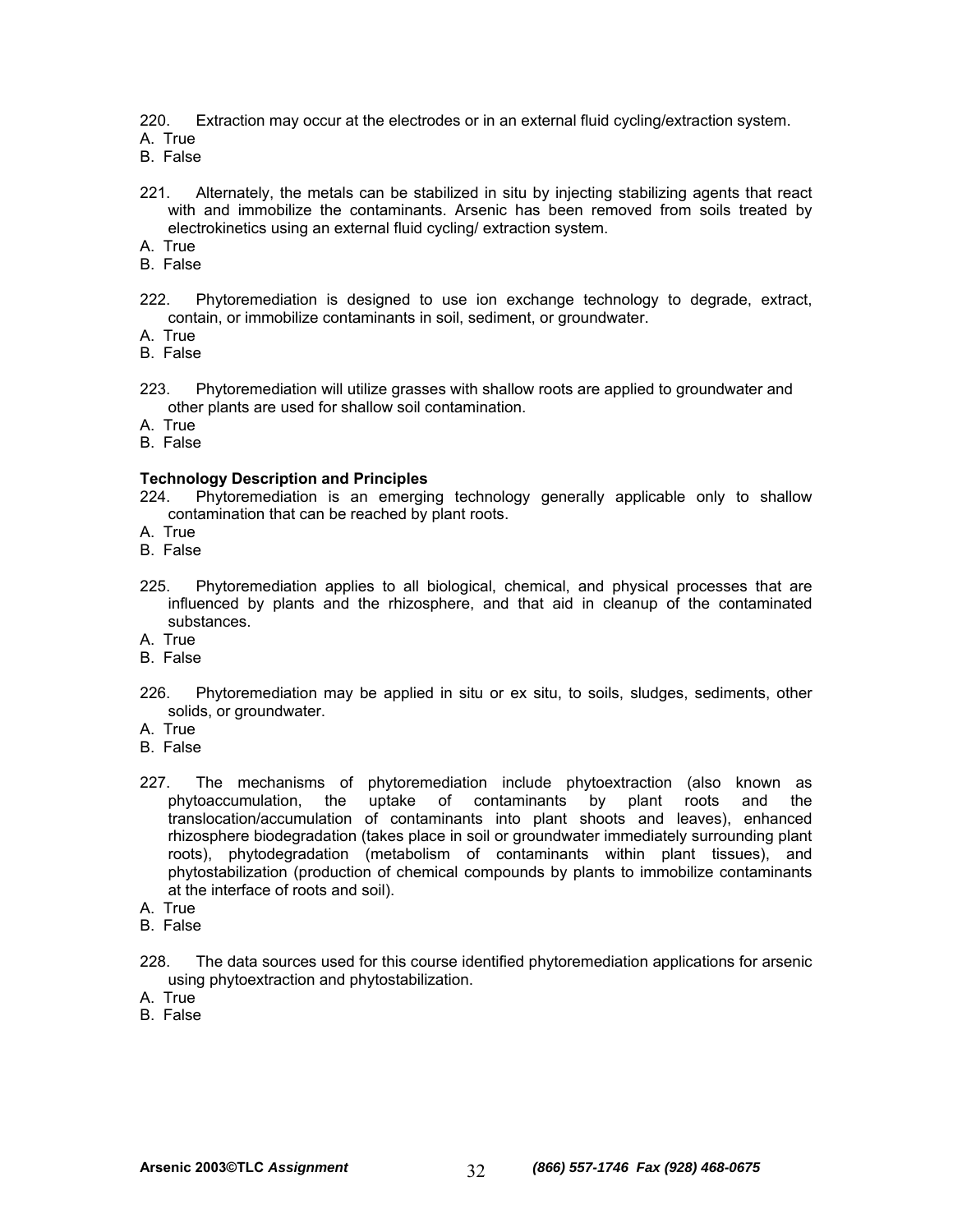220. Extraction may occur at the electrodes or in an external fluid cycling/extraction system.
A. True
B. False

221. Alternately, the metals can be stabilized in situ by injecting stabilizing agents that react with and immobilize the contaminants. Arsenic has been removed from soils treated by electrokinetics using an external fluid cycling/ extraction system.
A. True
B. False

222. Phytoremediation is designed to use ion exchange technology to degrade, extract, contain, or immobilize contaminants in soil, sediment, or groundwater.
A. True
B. False

223. Phytoremediation will utilize grasses with shallow roots are applied to groundwater and other plants are used for shallow soil contamination.
A. True
B. False

**Technology Description and Principles**

224. Phytoremediation is an emerging technology generally applicable only to shallow contamination that can be reached by plant roots.
A. True
B. False

225. Phytoremediation applies to all biological, chemical, and physical processes that are influenced by plants and the rhizosphere, and that aid in cleanup of the contaminated substances.
A. True
B. False

226. Phytoremediation may be applied in situ or ex situ, to soils, sludges, sediments, other solids, or groundwater.
A. True
B. False

227. The mechanisms of phytoremediation include phytoextraction (also known as phytoaccumulation, the uptake of contaminants by plant roots and the translocation/accumulation of contaminants into plant shoots and leaves), enhanced rhizosphere biodegradation (takes place in soil or groundwater immediately surrounding plant roots), phytodegradation (metabolism of contaminants within plant tissues), and phytostabilization (production of chemical compounds by plants to immobilize contaminants at the interface of roots and soil).
A. True
B. False

228. The data sources used for this course identified phytoremediation applications for arsenic using phytoextraction and phytostabilization.
A. True
B. False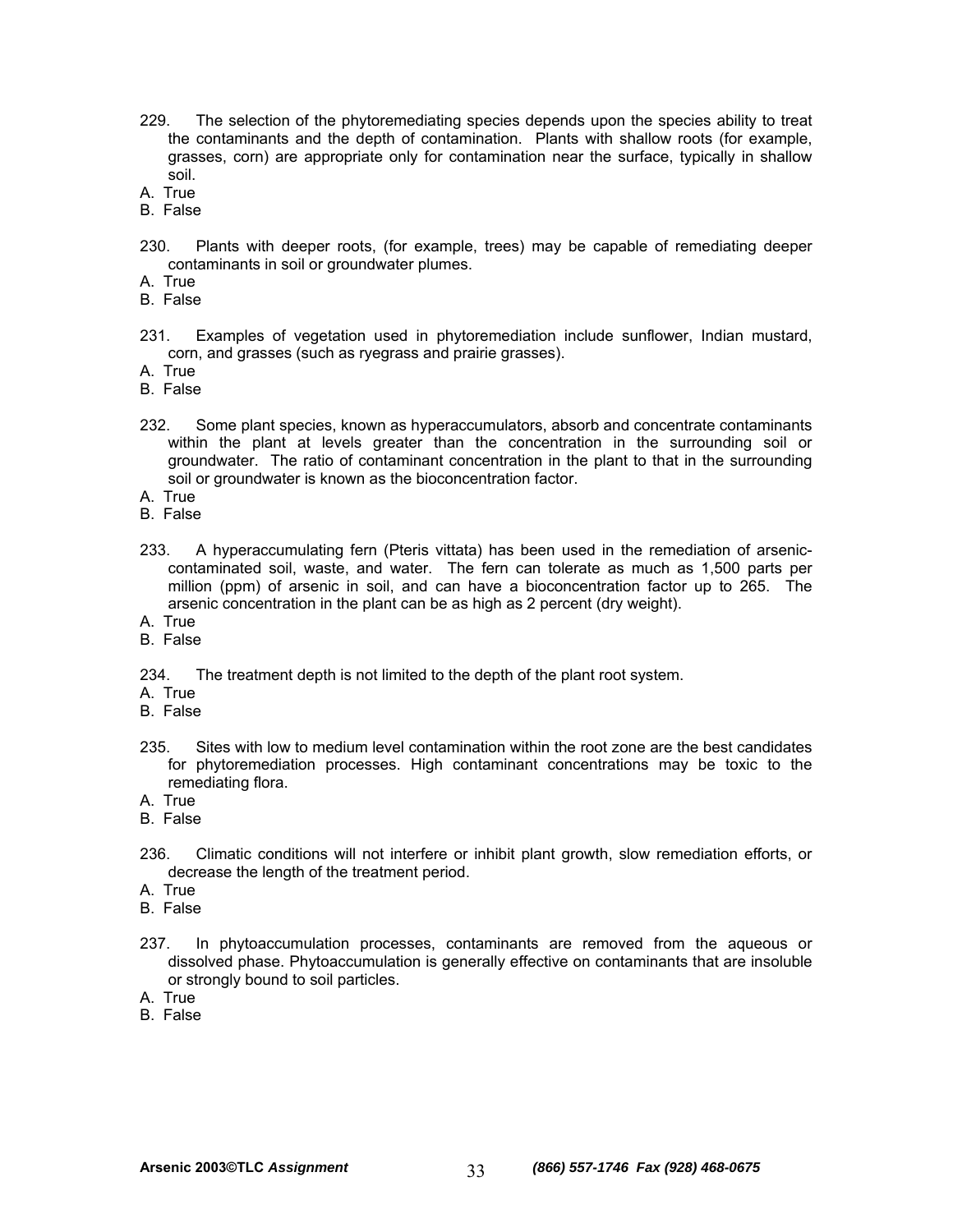229. The selection of the phytoremediating species depends upon the species ability to treat the contaminants and the depth of contamination. Plants with shallow roots (for example, grasses, corn) are appropriate only for contamination near the surface, typically in shallow soil.
A. True
B. False

230. Plants with deeper roots, (for example, trees) may be capable of remediating deeper contaminants in soil or groundwater plumes.
A. True
B. False

231. Examples of vegetation used in phytoremediation include sunflower, Indian mustard, corn, and grasses (such as ryegrass and prairie grasses).
A. True
B. False

232. Some plant species, known as hyperaccumulators, absorb and concentrate contaminants within the plant at levels greater than the concentration in the surrounding soil or groundwater. The ratio of contaminant concentration in the plant to that in the surrounding soil or groundwater is known as the bioconcentration factor.
A. True
B. False

233. A hyperaccumulating fern (Pteris vittata) has been used in the remediation of arsenic-contaminated soil, waste, and water. The fern can tolerate as much as 1,500 parts per million (ppm) of arsenic in soil, and can have a bioconcentration factor up to 265. The arsenic concentration in the plant can be as high as 2 percent (dry weight).
A. True
B. False

234. The treatment depth is not limited to the depth of the plant root system.
A. True
B. False

235. Sites with low to medium level contamination within the root zone are the best candidates for phytoremediation processes. High contaminant concentrations may be toxic to the remediating flora.
A. True
B. False

236. Climatic conditions will not interfere or inhibit plant growth, slow remediation efforts, or decrease the length of the treatment period.
A. True
B. False

237. In phytoaccumulation processes, contaminants are removed from the aqueous or dissolved phase. Phytoaccumulation is generally effective on contaminants that are insoluble or strongly bound to soil particles.
A. True
B. False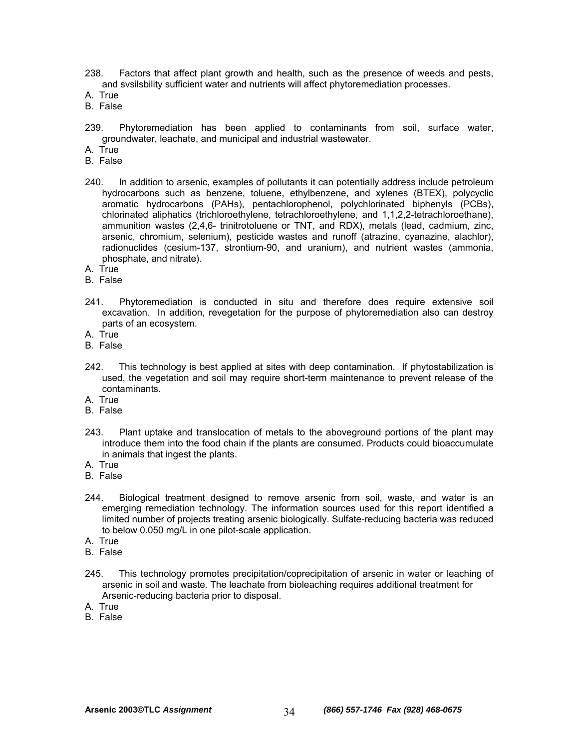238. Factors that affect plant growth and health, such as the presence of weeds and pests, and svsilsbility sufficient water and nutrients will affect phytoremediation processes.

A. True
B. False

239. Phytoremediation has been applied to contaminants from soil, surface water, groundwater, leachate, and municipal and industrial wastewater.

A. True
B. False

240. In addition to arsenic, examples of pollutants it can potentially address include petroleum hydrocarbons such as benzene, toluene, ethylbenzene, and xylenes (BTEX), polycyclic aromatic hydrocarbons (PAHs), pentachlorophenol, polychlorinated biphenyls (PCBs), chlorinated aliphatics (trichloroethylene, tetrachloroethylene, and 1,1,2,2-tetrachloroethane), ammunition wastes (2,4,6- trinitrotoluene or TNT, and RDX), metals (lead, cadmium, zinc, arsenic, chromium, selenium), pesticide wastes and runoff (atrazine, cyanazine, alachlor), radionuclides (cesium-137, strontium-90, and uranium), and nutrient wastes (ammonia, phosphate, and nitrate).

A. True
B. False

241. Phytoremediation is conducted in situ and therefore does require extensive soil excavation. In addition, revegetation for the purpose of phytoremediation also can destroy parts of an ecosystem.

A. True
B. False

242. This technology is best applied at sites with deep contamination. If phytostabilization is used, the vegetation and soil may require short-term maintenance to prevent release of the contaminants.

A. True
B. False

243. Plant uptake and translocation of metals to the aboveground portions of the plant may introduce them into the food chain if the plants are consumed. Products could bioaccumulate in animals that ingest the plants.

A. True
B. False

244. Biological treatment designed to remove arsenic from soil, waste, and water is an emerging remediation technology. The information sources used for this report identified a limited number of projects treating arsenic biologically. Sulfate-reducing bacteria was reduced to below 0.050 mg/L in one pilot-scale application.

A. True
B. False

245. This technology promotes precipitation/coprecipitation of arsenic in water or leaching of arsenic in soil and waste. The leachate from bioleaching requires additional treatment for Arsenic-reducing bacteria prior to disposal.

A. True
B. False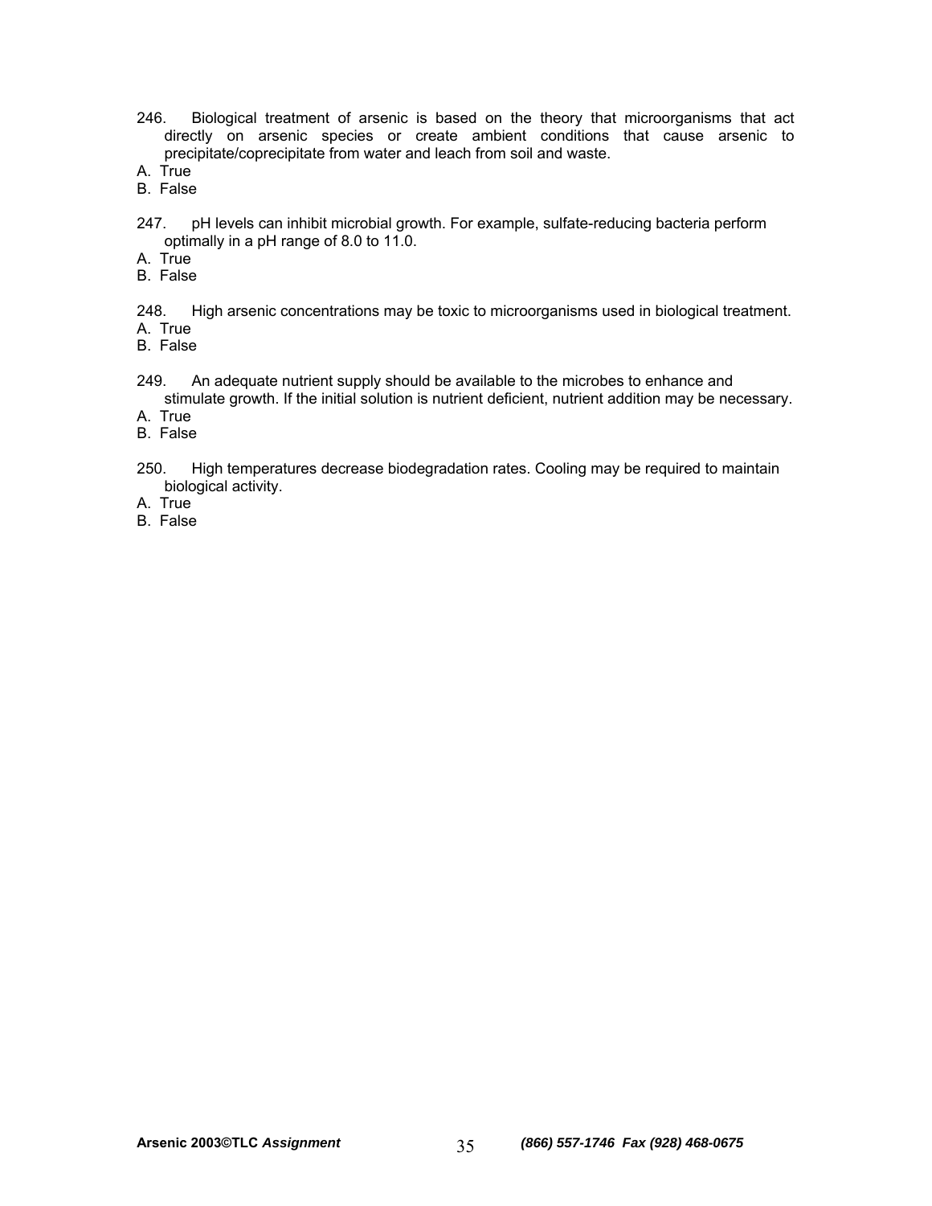246. Biological treatment of arsenic is based on the theory that microorganisms that act directly on arsenic species or create ambient conditions that cause arsenic to precipitate/coprecipitate from water and leach from soil and waste.

A. True
B. False

247. pH levels can inhibit microbial growth. For example, sulfate-reducing bacteria perform optimally in a pH range of 8.0 to 11.0.

A. True
B. False

248. High arsenic concentrations may be toxic to microorganisms used in biological treatment.

A. True
B. False

249. An adequate nutrient supply should be available to the microbes to enhance and stimulate growth. If the initial solution is nutrient deficient, nutrient addition may be necessary.

A. True
B. False

250. High temperatures decrease biodegradation rates. Cooling may be required to maintain biological activity.

A. True
B. False